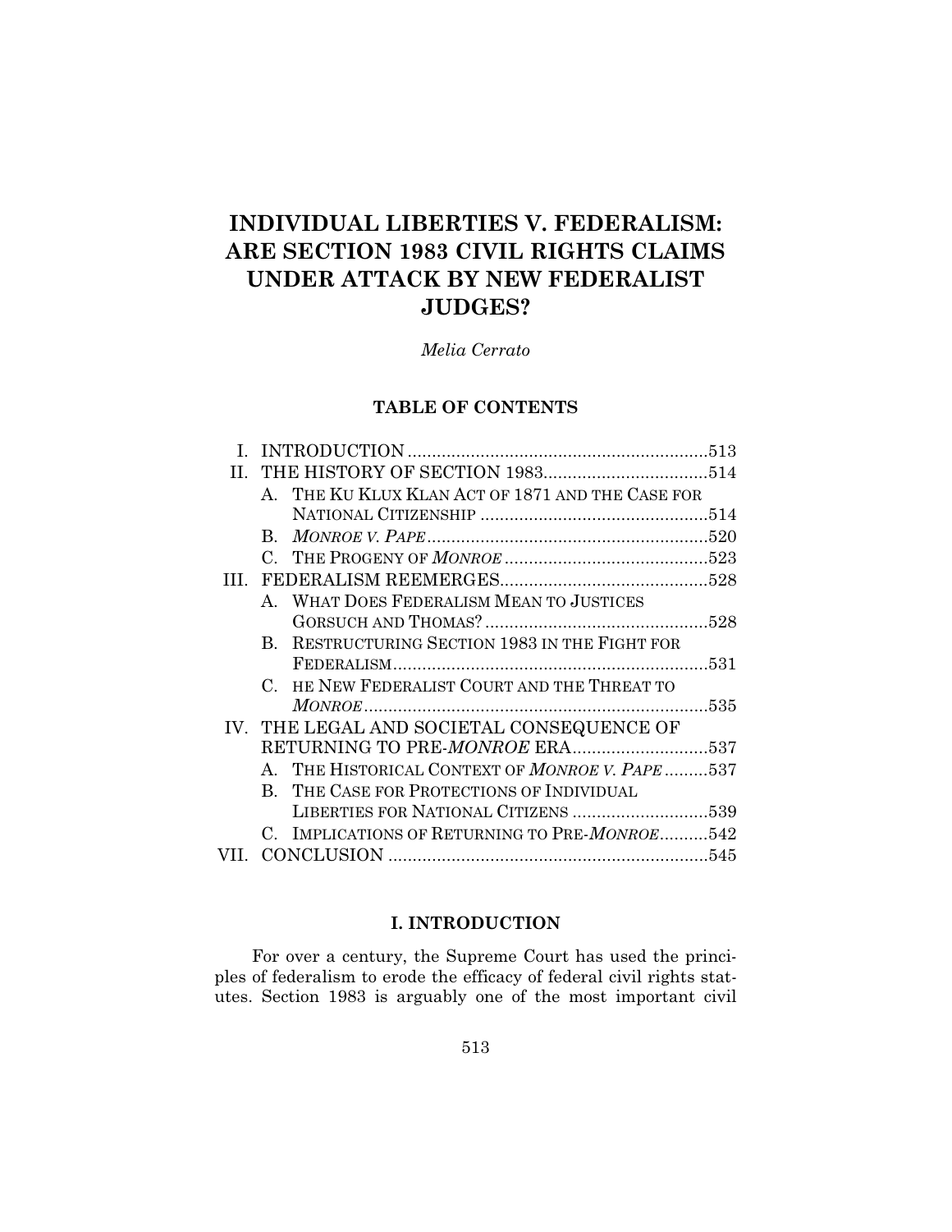# INDIVIDUAL LIBERTIES V. FEDERALISM: ARE SECTION 1983 CIVIL RIGHTS CLAIMS UNDER ATTACK BY NEW FEDERALIST JUDGES?

*Melia Cerrato*

## TABLE OF CONTENTS

| | | |
|---|---|---|
| I. | INTRODUCTION | 513 |
| II. | THE HISTORY OF SECTION 1983 | 514 |
| | A. THE KU KLUX KLAN ACT OF 1871 AND THE CASE FOR NATIONAL CITIZENSHIP | 514 |
| | B. *MONROE V. PAPE* | 520 |
| | C. THE PROGENY OF *MONROE* | 523 |
| III. | FEDERALISM REEMERGES | 528 |
| | A. WHAT DOES FEDERALISM MEAN TO JUSTICES GORSUCH AND THOMAS? | 528 |
| | B. RESTRUCTURING SECTION 1983 IN THE FIGHT FOR FEDERALISM | 531 |
| | C. HE NEW FEDERALIST COURT AND THE THREAT TO *MONROE* | 535 |
| IV. | THE LEGAL AND SOCIETAL CONSEQUENCE OF RETURNING TO PRE-*MONROE* ERA | 537 |
| | A. THE HISTORICAL CONTEXT OF *MONROE V. PAPE* | 537 |
| | B. THE CASE FOR PROTECTIONS OF INDIVIDUAL LIBERTIES FOR NATIONAL CITIZENS | 539 |
| | C. IMPLICATIONS OF RETURNING TO PRE-*MONROE* | 542 |
| VII. | CONCLUSION | 545 |

## I. INTRODUCTION

For over a century, the Supreme Court has used the principles of federalism to erode the efficacy of federal civil rights statutes. Section 1983 is arguably one of the most important civil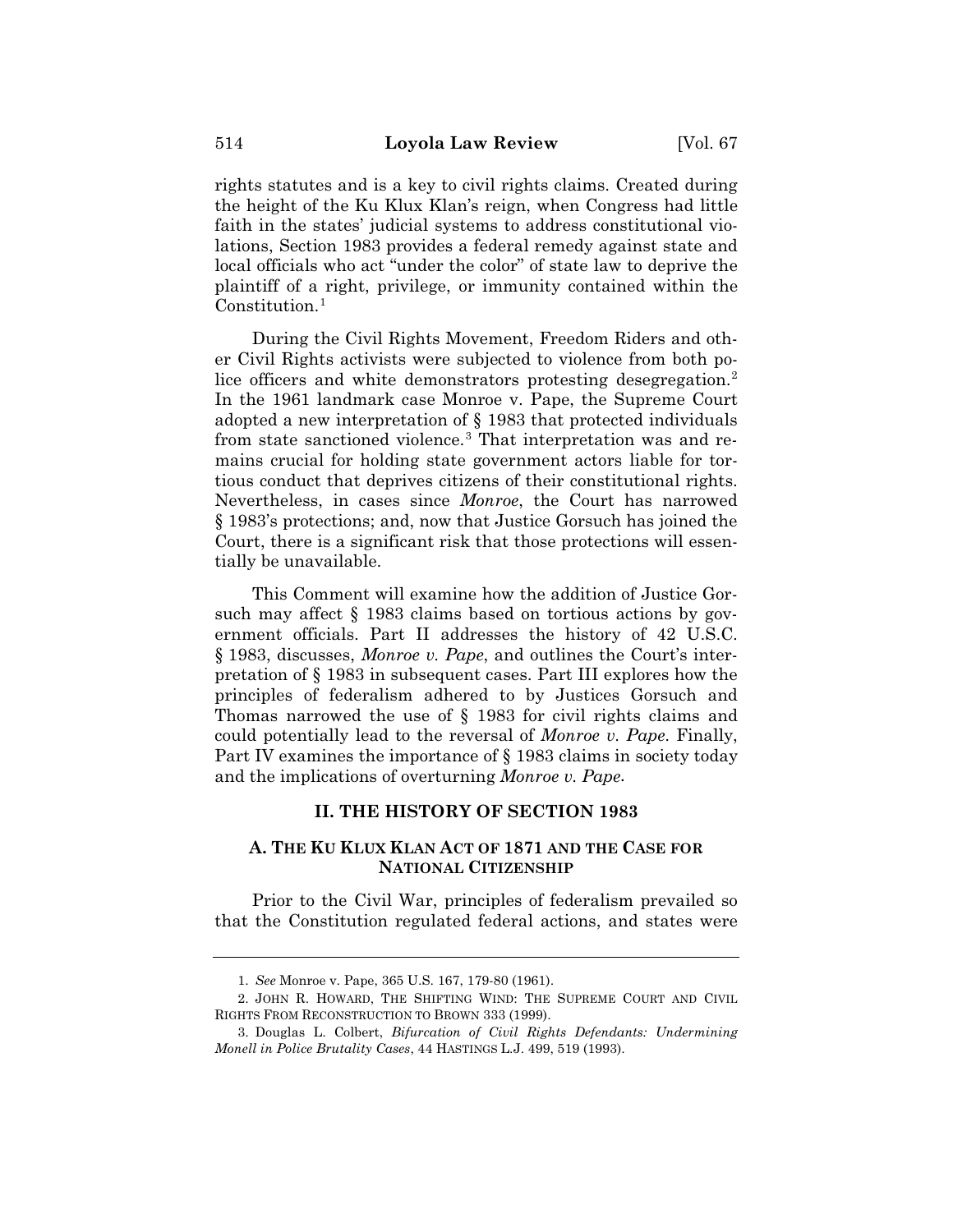rights statutes and is a key to civil rights claims. Created during the height of the Ku Klux Klan's reign, when Congress had little faith in the states' judicial systems to address constitutional violations, Section 1983 provides a federal remedy against state and local officials who act "under the color" of state law to deprive the plaintiff of a right, privilege, or immunity contained within the Constitution.[1]

During the Civil Rights Movement, Freedom Riders and other Civil Rights activists were subjected to violence from both police officers and white demonstrators protesting desegregation.[2] In the 1961 landmark case Monroe v. Pape, the Supreme Court adopted a new interpretation of § 1983 that protected individuals from state sanctioned violence.[3] That interpretation was and remains crucial for holding state government actors liable for tortious conduct that deprives citizens of their constitutional rights. Nevertheless, in cases since *Monroe*, the Court has narrowed § 1983's protections; and, now that Justice Gorsuch has joined the Court, there is a significant risk that those protections will essentially be unavailable.

This Comment will examine how the addition of Justice Gorsuch may affect § 1983 claims based on tortious actions by government officials. Part II addresses the history of 42 U.S.C. § 1983, discusses, *Monroe v. Pape*, and outlines the Court's interpretation of § 1983 in subsequent cases. Part III explores how the principles of federalism adhered to by Justices Gorsuch and Thomas narrowed the use of § 1983 for civil rights claims and could potentially lead to the reversal of *Monroe v. Pape*. Finally, Part IV examines the importance of § 1983 claims in society today and the implications of overturning *Monroe v. Pape*.

## II. THE HISTORY OF SECTION 1983

### A. THE KU KLUX KLAN ACT OF 1871 AND THE CASE FOR NATIONAL CITIZENSHIP

Prior to the Civil War, principles of federalism prevailed so that the Constitution regulated federal actions, and states were

---

1. *See* Monroe v. Pape, 365 U.S. 167, 179-80 (1961).

2. JOHN R. HOWARD, THE SHIFTING WIND: THE SUPREME COURT AND CIVIL RIGHTS FROM RECONSTRUCTION TO BROWN 333 (1999).

3. Douglas L. Colbert, *Bifurcation of Civil Rights Defendants: Undermining Monell in Police Brutality Cases*, 44 HASTINGS L.J. 499, 519 (1993).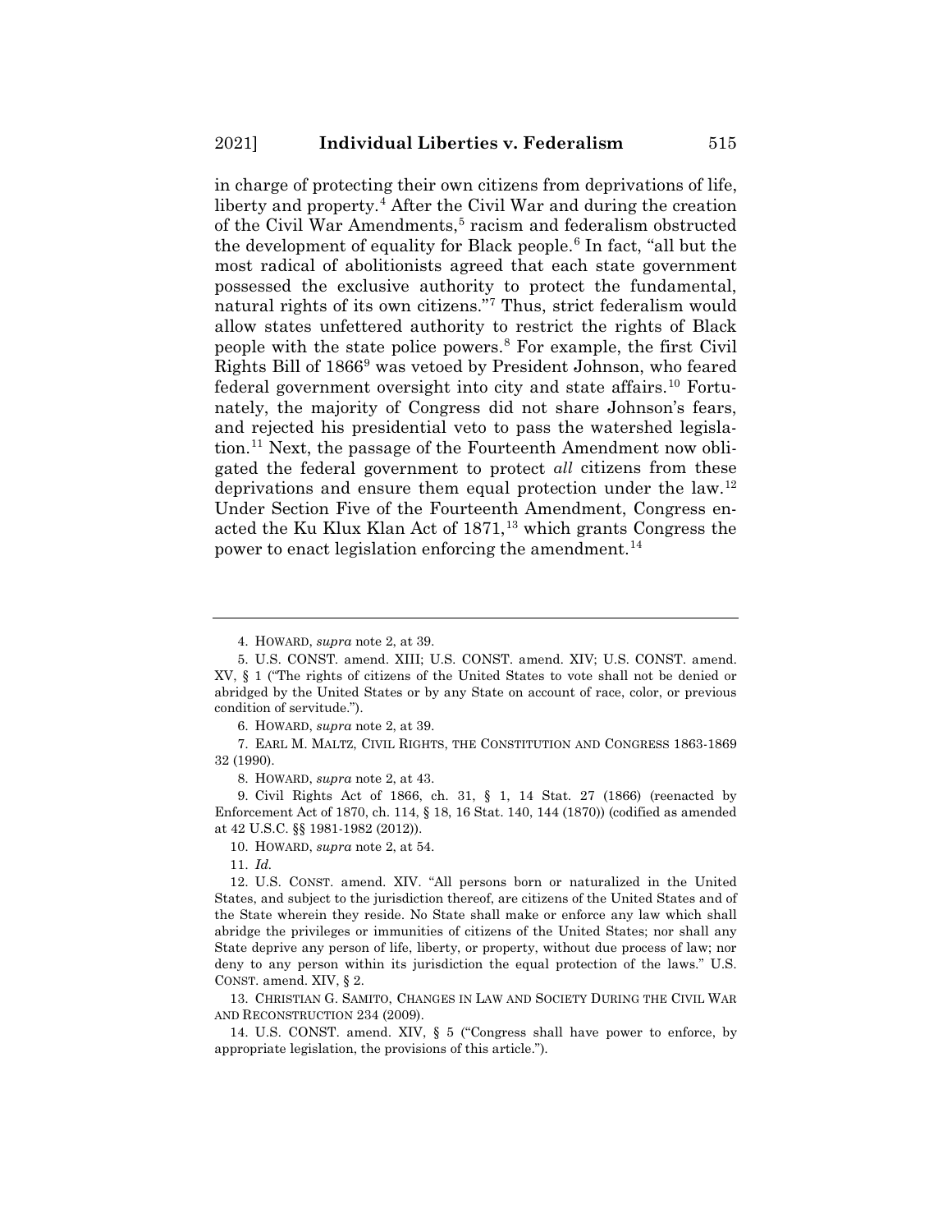in charge of protecting their own citizens from deprivations of life, liberty and property.[4] After the Civil War and during the creation of the Civil War Amendments,[5] racism and federalism obstructed the development of equality for Black people.[6] In fact, "all but the most radical of abolitionists agreed that each state government possessed the exclusive authority to protect the fundamental, natural rights of its own citizens."[7] Thus, strict federalism would allow states unfettered authority to restrict the rights of Black people with the state police powers.[8] For example, the first Civil Rights Bill of 1866[9] was vetoed by President Johnson, who feared federal government oversight into city and state affairs.[10] Fortunately, the majority of Congress did not share Johnson's fears, and rejected his presidential veto to pass the watershed legislation.[11] Next, the passage of the Fourteenth Amendment now obligated the federal government to protect *all* citizens from these deprivations and ensure them equal protection under the law.[12] Under Section Five of the Fourteenth Amendment, Congress enacted the Ku Klux Klan Act of 1871,[13] which grants Congress the power to enact legislation enforcing the amendment.[14]

---

4. HOWARD, *supra* note 2, at 39.

5. U.S. CONST. amend. XIII; U.S. CONST. amend. XIV; U.S. CONST. amend. XV, § 1 ("The rights of citizens of the United States to vote shall not be denied or abridged by the United States or by any State on account of race, color, or previous condition of servitude.").

6. HOWARD, *supra* note 2, at 39.

7. EARL M. MALTZ, CIVIL RIGHTS, THE CONSTITUTION AND CONGRESS 1863-1869 32 (1990).

8. HOWARD, *supra* note 2, at 43.

9. Civil Rights Act of 1866, ch. 31, § 1, 14 Stat. 27 (1866) (reenacted by Enforcement Act of 1870, ch. 114, § 18, 16 Stat. 140, 144 (1870)) (codified as amended at 42 U.S.C. §§ 1981-1982 (2012)).

10. HOWARD, *supra* note 2, at 54.

11. *Id.*

12. U.S. CONST. amend. XIV. "All persons born or naturalized in the United States, and subject to the jurisdiction thereof, are citizens of the United States and of the State wherein they reside. No State shall make or enforce any law which shall abridge the privileges or immunities of citizens of the United States; nor shall any State deprive any person of life, liberty, or property, without due process of law; nor deny to any person within its jurisdiction the equal protection of the laws." U.S. CONST. amend. XIV, § 2.

13. CHRISTIAN G. SAMITO, CHANGES IN LAW AND SOCIETY DURING THE CIVIL WAR AND RECONSTRUCTION 234 (2009).

14. U.S. CONST. amend. XIV, § 5 ("Congress shall have power to enforce, by appropriate legislation, the provisions of this article.").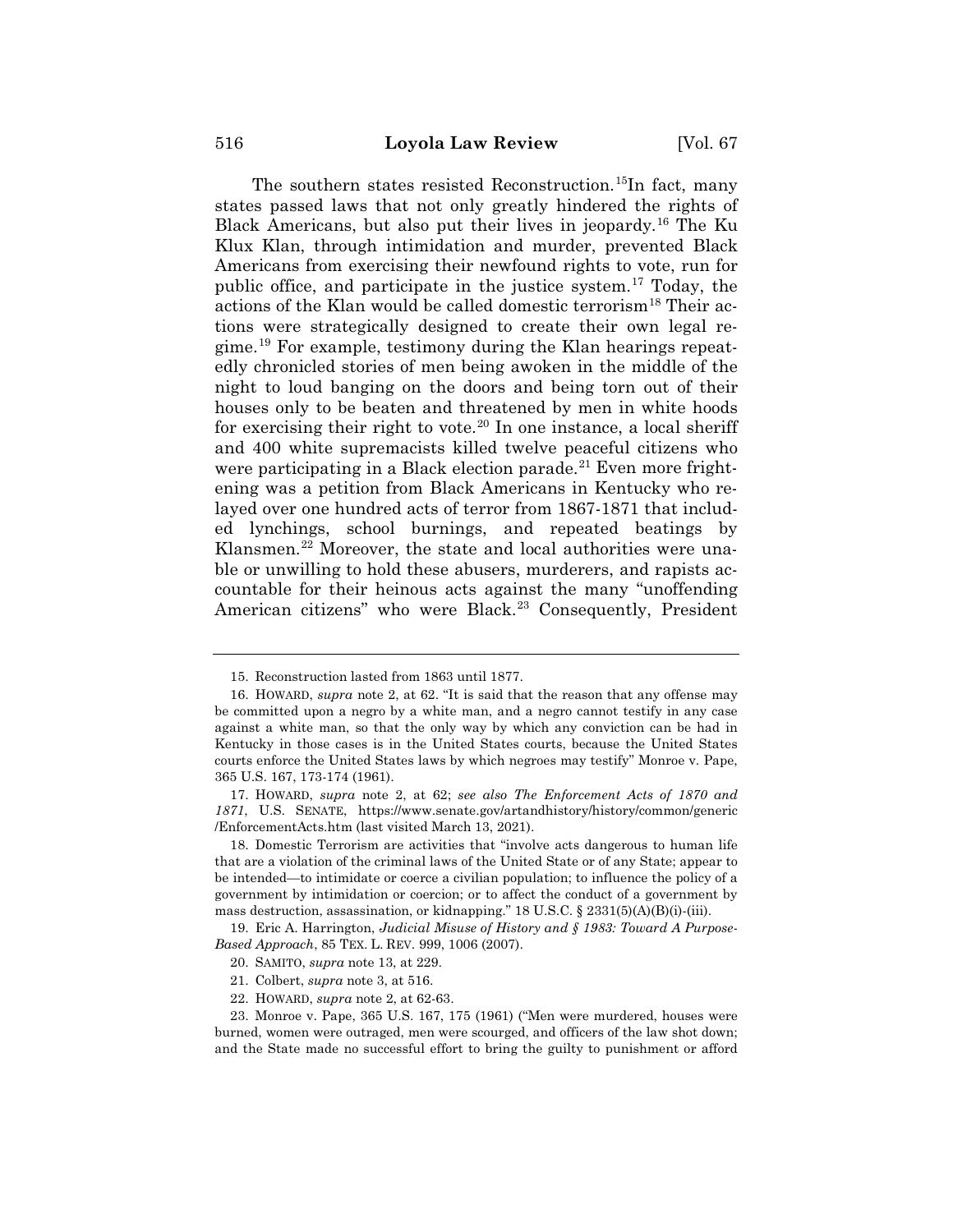The southern states resisted Reconstruction.[15]In fact, many states passed laws that not only greatly hindered the rights of Black Americans, but also put their lives in jeopardy.[16] The Ku Klux Klan, through intimidation and murder, prevented Black Americans from exercising their newfound rights to vote, run for public office, and participate in the justice system.[17] Today, the actions of the Klan would be called domestic terrorism[18] Their actions were strategically designed to create their own legal regime.[19] For example, testimony during the Klan hearings repeatedly chronicled stories of men being awoken in the middle of the night to loud banging on the doors and being torn out of their houses only to be beaten and threatened by men in white hoods for exercising their right to vote.[20] In one instance, a local sheriff and 400 white supremacists killed twelve peaceful citizens who were participating in a Black election parade.[21] Even more frightening was a petition from Black Americans in Kentucky who relayed over one hundred acts of terror from 1867-1871 that included lynchings, school burnings, and repeated beatings by Klansmen.[22] Moreover, the state and local authorities were unable or unwilling to hold these abusers, murderers, and rapists accountable for their heinous acts against the many "unoffending American citizens" who were Black.[23] Consequently, President

---

15. Reconstruction lasted from 1863 until 1877.

16. HOWARD, *supra* note 2, at 62. "It is said that the reason that any offense may be committed upon a negro by a white man, and a negro cannot testify in any case against a white man, so that the only way by which any conviction can be had in Kentucky in those cases is in the United States courts, because the United States courts enforce the United States laws by which negroes may testify" Monroe v. Pape, 365 U.S. 167, 173-174 (1961).

17. HOWARD, *supra* note 2, at 62; *see also The Enforcement Acts of 1870 and 1871*, U.S. SENATE, https://www.senate.gov/artandhistory/history/common/generic/EnforcementActs.htm (last visited March 13, 2021).

18. Domestic Terrorism are activities that "involve acts dangerous to human life that are a violation of the criminal laws of the United State or of any State; appear to be intended—to intimidate or coerce a civilian population; to influence the policy of a government by intimidation or coercion; or to affect the conduct of a government by mass destruction, assassination, or kidnapping." 18 U.S.C. § 2331(5)(A)(B)(i)-(iii).

19. Eric A. Harrington, *Judicial Misuse of History and § 1983: Toward A Purpose-Based Approach*, 85 TEX. L. REV. 999, 1006 (2007).

20. SAMITO, *supra* note 13, at 229.

21. Colbert, *supra* note 3, at 516.

22. HOWARD, *supra* note 2, at 62-63.

23. Monroe v. Pape, 365 U.S. 167, 175 (1961) ("Men were murdered, houses were burned, women were outraged, men were scourged, and officers of the law shot down; and the State made no successful effort to bring the guilty to punishment or afford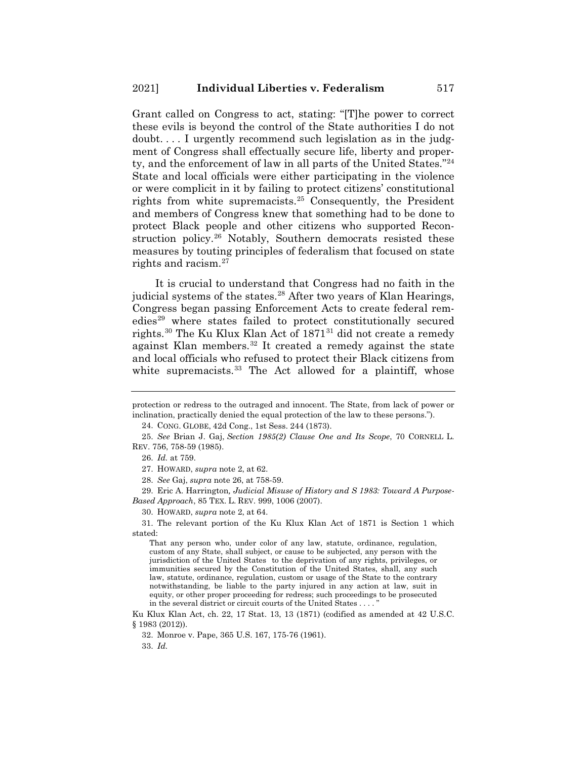Grant called on Congress to act, stating: "[T]he power to correct these evils is beyond the control of the State authorities I do not doubt. . . . I urgently recommend such legislation as in the judgment of Congress shall effectually secure life, liberty and property, and the enforcement of law in all parts of the United States."[24] State and local officials were either participating in the violence or were complicit in it by failing to protect citizens' constitutional rights from white supremacists.[25] Consequently, the President and members of Congress knew that something had to be done to protect Black people and other citizens who supported Reconstruction policy.[26] Notably, Southern democrats resisted these measures by touting principles of federalism that focused on state rights and racism.[27]

It is crucial to understand that Congress had no faith in the judicial systems of the states.[28] After two years of Klan Hearings, Congress began passing Enforcement Acts to create federal remedies[29] where states failed to protect constitutionally secured rights.[30] The Ku Klux Klan Act of 1871[31] did not create a remedy against Klan members.[32] It created a remedy against the state and local officials who refused to protect their Black citizens from white supremacists.[33] The Act allowed for a plaintiff, whose

---

protection or redress to the outraged and innocent. The State, from lack of power or inclination, practically denied the equal protection of the law to these persons.").

24. CONG. GLOBE, 42d Cong., 1st Sess. 244 (1873).

25. *See* Brian J. Gaj, *Section 1985(2) Clause One and Its Scope*, 70 CORNELL L. REV. 756, 758-59 (1985).

26. *Id.* at 759.

27. HOWARD, *supra* note 2, at 62.

28. *See* Gaj, *supra* note 26, at 758-59.

29. Eric A. Harrington*, Judicial Misuse of History and S 1983: Toward A Purpose-Based Approach*, 85 TEX. L. REV. 999, 1006 (2007).

30. HOWARD, *supra* note 2, at 64.

31. The relevant portion of the Ku Klux Klan Act of 1871 is Section 1 which stated:

> That any person who, under color of any law, statute, ordinance, regulation, custom of any State, shall subject, or cause to be subjected, any person with the jurisdiction of the United States to the deprivation of any rights, privileges, or immunities secured by the Constitution of the United States, shall, any such law, statute, ordinance, regulation, custom or usage of the State to the contrary notwithstanding, be liable to the party injured in any action at law, suit in equity, or other proper proceeding for redress; such proceedings to be prosecuted in the several district or circuit courts of the United States . . . . "

Ku Klux Klan Act, ch. 22, 17 Stat. 13, 13 (1871) (codified as amended at 42 U.S.C. § 1983 (2012)).

32. Monroe v. Pape, 365 U.S. 167, 175-76 (1961).

33. *Id.*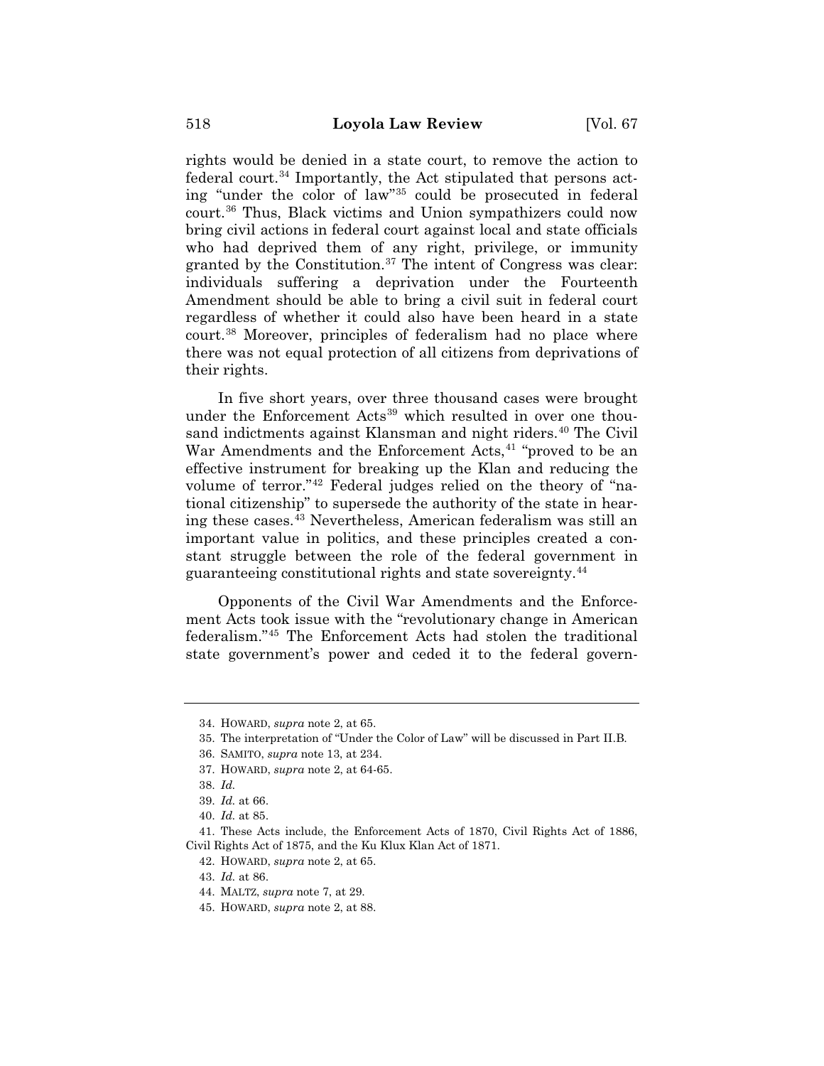rights would be denied in a state court, to remove the action to federal court.[34] Importantly, the Act stipulated that persons acting "under the color of law"[35] could be prosecuted in federal court.[36] Thus, Black victims and Union sympathizers could now bring civil actions in federal court against local and state officials who had deprived them of any right, privilege, or immunity granted by the Constitution.[37] The intent of Congress was clear: individuals suffering a deprivation under the Fourteenth Amendment should be able to bring a civil suit in federal court regardless of whether it could also have been heard in a state court.[38] Moreover, principles of federalism had no place where there was not equal protection of all citizens from deprivations of their rights.

In five short years, over three thousand cases were brought under the Enforcement Acts[39] which resulted in over one thousand indictments against Klansman and night riders.[40] The Civil War Amendments and the Enforcement Acts,[41] "proved to be an effective instrument for breaking up the Klan and reducing the volume of terror."[42] Federal judges relied on the theory of "national citizenship" to supersede the authority of the state in hearing these cases.[43] Nevertheless, American federalism was still an important value in politics, and these principles created a constant struggle between the role of the federal government in guaranteeing constitutional rights and state sovereignty.[44]

Opponents of the Civil War Amendments and the Enforcement Acts took issue with the "revolutionary change in American federalism."[45] The Enforcement Acts had stolen the traditional state government's power and ceded it to the federal govern-

---

34. HOWARD, *supra* note 2, at 65.

35. The interpretation of "Under the Color of Law" will be discussed in Part II.B.

36. SAMITO, *supra* note 13, at 234.

37. HOWARD, *supra* note 2, at 64-65.

38. *Id.*

39. *Id.* at 66.

40. *Id.* at 85.

41. These Acts include, the Enforcement Acts of 1870, Civil Rights Act of 1886, Civil Rights Act of 1875, and the Ku Klux Klan Act of 1871.

42. HOWARD, *supra* note 2, at 65.

43. *Id.* at 86.

44. MALTZ, *supra* note 7, at 29.

45. HOWARD, *supra* note 2, at 88.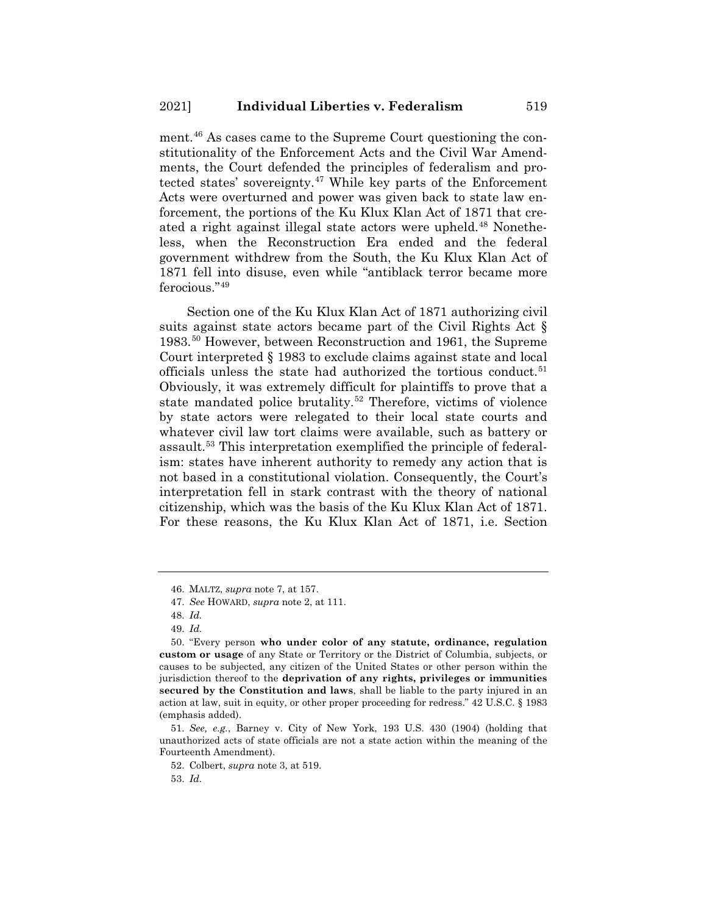ment.[46] As cases came to the Supreme Court questioning the constitutionality of the Enforcement Acts and the Civil War Amendments, the Court defended the principles of federalism and protected states' sovereignty.[47] While key parts of the Enforcement Acts were overturned and power was given back to state law enforcement, the portions of the Ku Klux Klan Act of 1871 that created a right against illegal state actors were upheld.[48] Nonetheless, when the Reconstruction Era ended and the federal government withdrew from the South, the Ku Klux Klan Act of 1871 fell into disuse, even while "antiblack terror became more ferocious."[49]

Section one of the Ku Klux Klan Act of 1871 authorizing civil suits against state actors became part of the Civil Rights Act § 1983.[50] However, between Reconstruction and 1961, the Supreme Court interpreted § 1983 to exclude claims against state and local officials unless the state had authorized the tortious conduct.[51] Obviously, it was extremely difficult for plaintiffs to prove that a state mandated police brutality.[52] Therefore, victims of violence by state actors were relegated to their local state courts and whatever civil law tort claims were available, such as battery or assault.[53] This interpretation exemplified the principle of federalism: states have inherent authority to remedy any action that is not based in a constitutional violation. Consequently, the Court's interpretation fell in stark contrast with the theory of national citizenship, which was the basis of the Ku Klux Klan Act of 1871. For these reasons, the Ku Klux Klan Act of 1871, i.e. Section

---

46. MALTZ, *supra* note 7, at 157.

47. *See* HOWARD, *supra* note 2, at 111.

48. *Id.*

49. *Id.*

50. "Every person **who under color of any statute, ordinance, regulation custom or usage** of any State or Territory or the District of Columbia, subjects, or causes to be subjected, any citizen of the United States or other person within the jurisdiction thereof to the **deprivation of any rights, privileges or immunities secured by the Constitution and laws**, shall be liable to the party injured in an action at law, suit in equity, or other proper proceeding for redress." 42 U.S.C. § 1983 (emphasis added).

51. *See, e.g.*, Barney v. City of New York, 193 U.S. 430 (1904) (holding that unauthorized acts of state officials are not a state action within the meaning of the Fourteenth Amendment).

52. Colbert, *supra* note 3, at 519.

53. *Id.*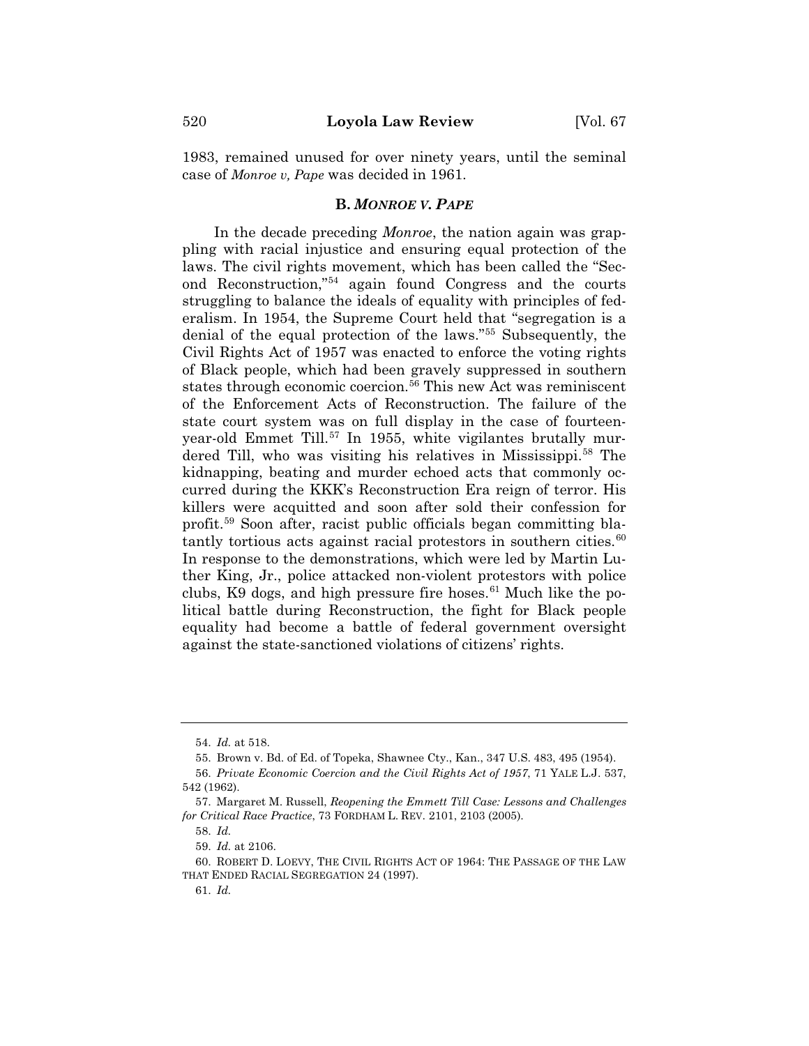1983, remained unused for over ninety years, until the seminal case of *Monroe v, Pape* was decided in 1961.

### B. *MONROE V. PAPE*

In the decade preceding *Monroe*, the nation again was grappling with racial injustice and ensuring equal protection of the laws. The civil rights movement, which has been called the "Second Reconstruction,"[54] again found Congress and the courts struggling to balance the ideals of equality with principles of federalism. In 1954, the Supreme Court held that "segregation is a denial of the equal protection of the laws."[55] Subsequently, the Civil Rights Act of 1957 was enacted to enforce the voting rights of Black people, which had been gravely suppressed in southern states through economic coercion.[56] This new Act was reminiscent of the Enforcement Acts of Reconstruction. The failure of the state court system was on full display in the case of fourteen-year-old Emmet Till.[57] In 1955, white vigilantes brutally murdered Till, who was visiting his relatives in Mississippi.[58] The kidnapping, beating and murder echoed acts that commonly occurred during the KKK's Reconstruction Era reign of terror. His killers were acquitted and soon after sold their confession for profit.[59] Soon after, racist public officials began committing blatantly tortious acts against racial protestors in southern cities.[60] In response to the demonstrations, which were led by Martin Luther King, Jr., police attacked non-violent protestors with police clubs, K9 dogs, and high pressure fire hoses.[61] Much like the political battle during Reconstruction, the fight for Black people equality had become a battle of federal government oversight against the state-sanctioned violations of citizens' rights.

---

54. *Id.* at 518.

55. Brown v. Bd. of Ed. of Topeka, Shawnee Cty., Kan., 347 U.S. 483, 495 (1954).

56. *Private Economic Coercion and the Civil Rights Act of 1957*, 71 YALE L.J. 537, 542 (1962).

57. Margaret M. Russell, *Reopening the Emmett Till Case: Lessons and Challenges for Critical Race Practice*, 73 FORDHAM L. REV. 2101, 2103 (2005).

58. *Id.*

59. *Id.* at 2106.

60. ROBERT D. LOEVY, THE CIVIL RIGHTS ACT OF 1964: THE PASSAGE OF THE LAW THAT ENDED RACIAL SEGREGATION 24 (1997).

61. *Id.*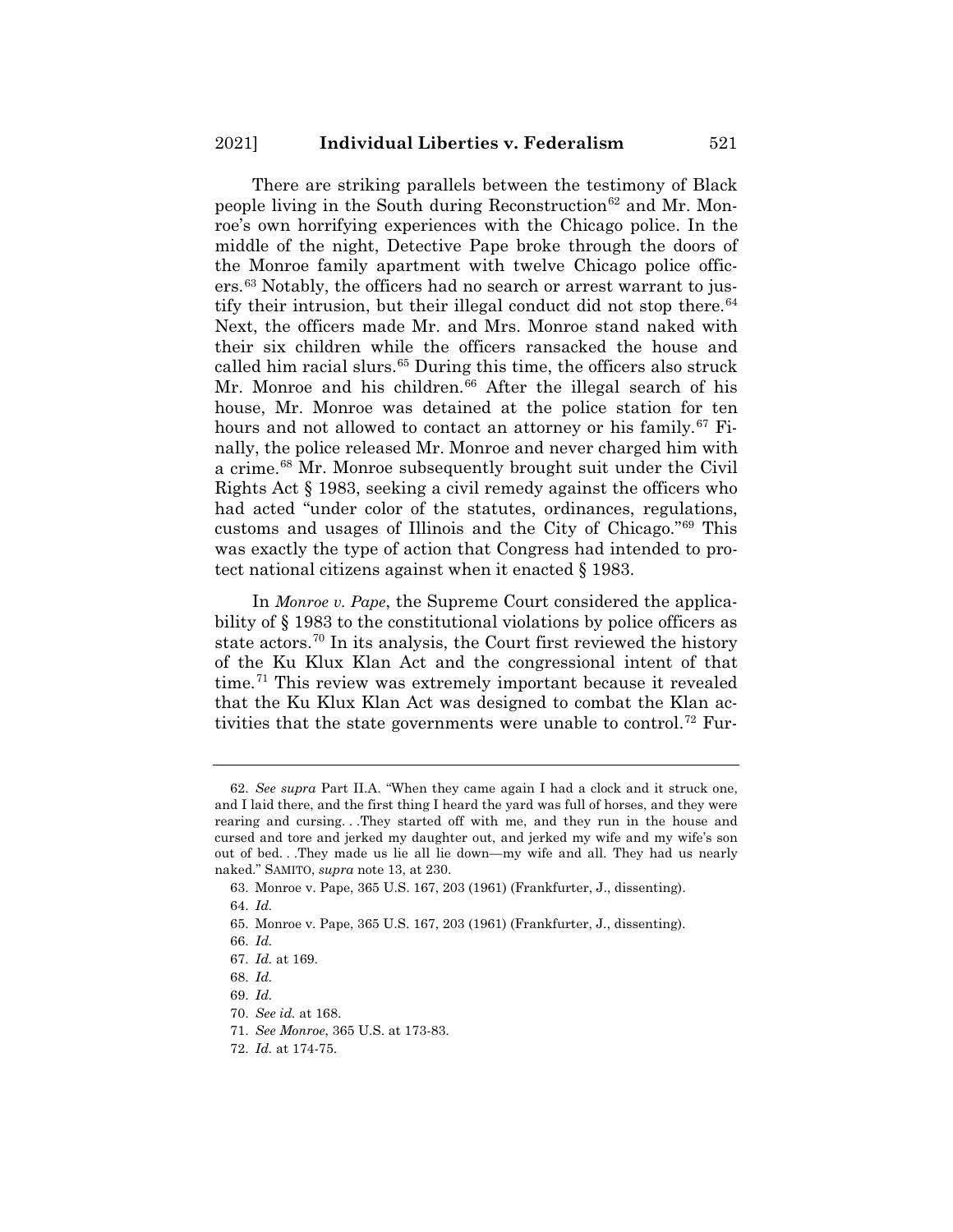There are striking parallels between the testimony of Black people living in the South during Reconstruction[62] and Mr. Monroe's own horrifying experiences with the Chicago police. In the middle of the night, Detective Pape broke through the doors of the Monroe family apartment with twelve Chicago police officers.[63] Notably, the officers had no search or arrest warrant to justify their intrusion, but their illegal conduct did not stop there.[64] Next, the officers made Mr. and Mrs. Monroe stand naked with their six children while the officers ransacked the house and called him racial slurs.[65] During this time, the officers also struck Mr. Monroe and his children.[66] After the illegal search of his house, Mr. Monroe was detained at the police station for ten hours and not allowed to contact an attorney or his family.[67] Finally, the police released Mr. Monroe and never charged him with a crime.[68] Mr. Monroe subsequently brought suit under the Civil Rights Act § 1983, seeking a civil remedy against the officers who had acted "under color of the statutes, ordinances, regulations, customs and usages of Illinois and the City of Chicago."[69] This was exactly the type of action that Congress had intended to protect national citizens against when it enacted § 1983.

In *Monroe v. Pape*, the Supreme Court considered the applicability of § 1983 to the constitutional violations by police officers as state actors.[70] In its analysis, the Court first reviewed the history of the Ku Klux Klan Act and the congressional intent of that time.[71] This review was extremely important because it revealed that the Ku Klux Klan Act was designed to combat the Klan activities that the state governments were unable to control.[72] Fur-

---

62. *See supra* Part II.A. "When they came again I had a clock and it struck one, and I laid there, and the first thing I heard the yard was full of horses, and they were rearing and cursing. . .They started off with me, and they run in the house and cursed and tore and jerked my daughter out, and jerked my wife and my wife's son out of bed. . .They made us lie all lie down—my wife and all. They had us nearly naked." SAMITO, *supra* note 13, at 230.

63. Monroe v. Pape, 365 U.S. 167, 203 (1961) (Frankfurter, J., dissenting).

64. *Id.*

65. Monroe v. Pape, 365 U.S. 167, 203 (1961) (Frankfurter, J., dissenting).

66. *Id.*

67. *Id.* at 169.

68. *Id.*

69. *Id.*

70. *See id.* at 168.

71. *See Monroe*, 365 U.S. at 173-83.

72. *Id.* at 174-75.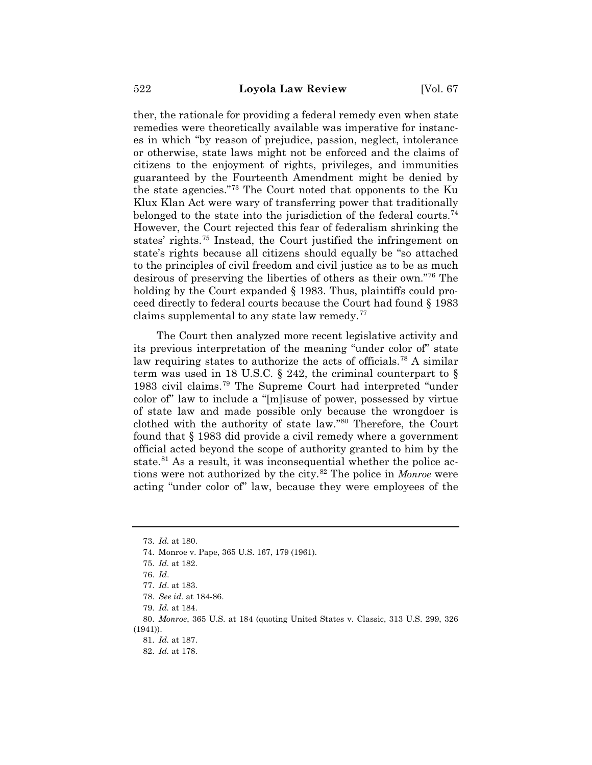ther, the rationale for providing a federal remedy even when state remedies were theoretically available was imperative for instances in which "by reason of prejudice, passion, neglect, intolerance or otherwise, state laws might not be enforced and the claims of citizens to the enjoyment of rights, privileges, and immunities guaranteed by the Fourteenth Amendment might be denied by the state agencies."[73] The Court noted that opponents to the Ku Klux Klan Act were wary of transferring power that traditionally belonged to the state into the jurisdiction of the federal courts.[74] However, the Court rejected this fear of federalism shrinking the states' rights.[75] Instead, the Court justified the infringement on state's rights because all citizens should equally be "so attached to the principles of civil freedom and civil justice as to be as much desirous of preserving the liberties of others as their own."[76] The holding by the Court expanded § 1983. Thus, plaintiffs could proceed directly to federal courts because the Court had found § 1983 claims supplemental to any state law remedy.[77]

The Court then analyzed more recent legislative activity and its previous interpretation of the meaning "under color of" state law requiring states to authorize the acts of officials.[78] A similar term was used in 18 U.S.C. § 242, the criminal counterpart to § 1983 civil claims.[79] The Supreme Court had interpreted "under color of" law to include a "[m]isuse of power, possessed by virtue of state law and made possible only because the wrongdoer is clothed with the authority of state law."[80] Therefore, the Court found that § 1983 did provide a civil remedy where a government official acted beyond the scope of authority granted to him by the state.[81] As a result, it was inconsequential whether the police actions were not authorized by the city.[82] The police in *Monroe* were acting "under color of" law, because they were employees of the

---

73. *Id.* at 180.

74. Monroe v. Pape, 365 U.S. 167, 179 (1961).

75. *Id.* at 182.

76. *Id*.

77. *Id*. at 183.

78. *See id.* at 184-86.

79. *Id.* at 184.

80. *Monroe*, 365 U.S. at 184 (quoting United States v. Classic, 313 U.S. 299, 326 (1941)).

81. *Id.* at 187.

82. *Id.* at 178.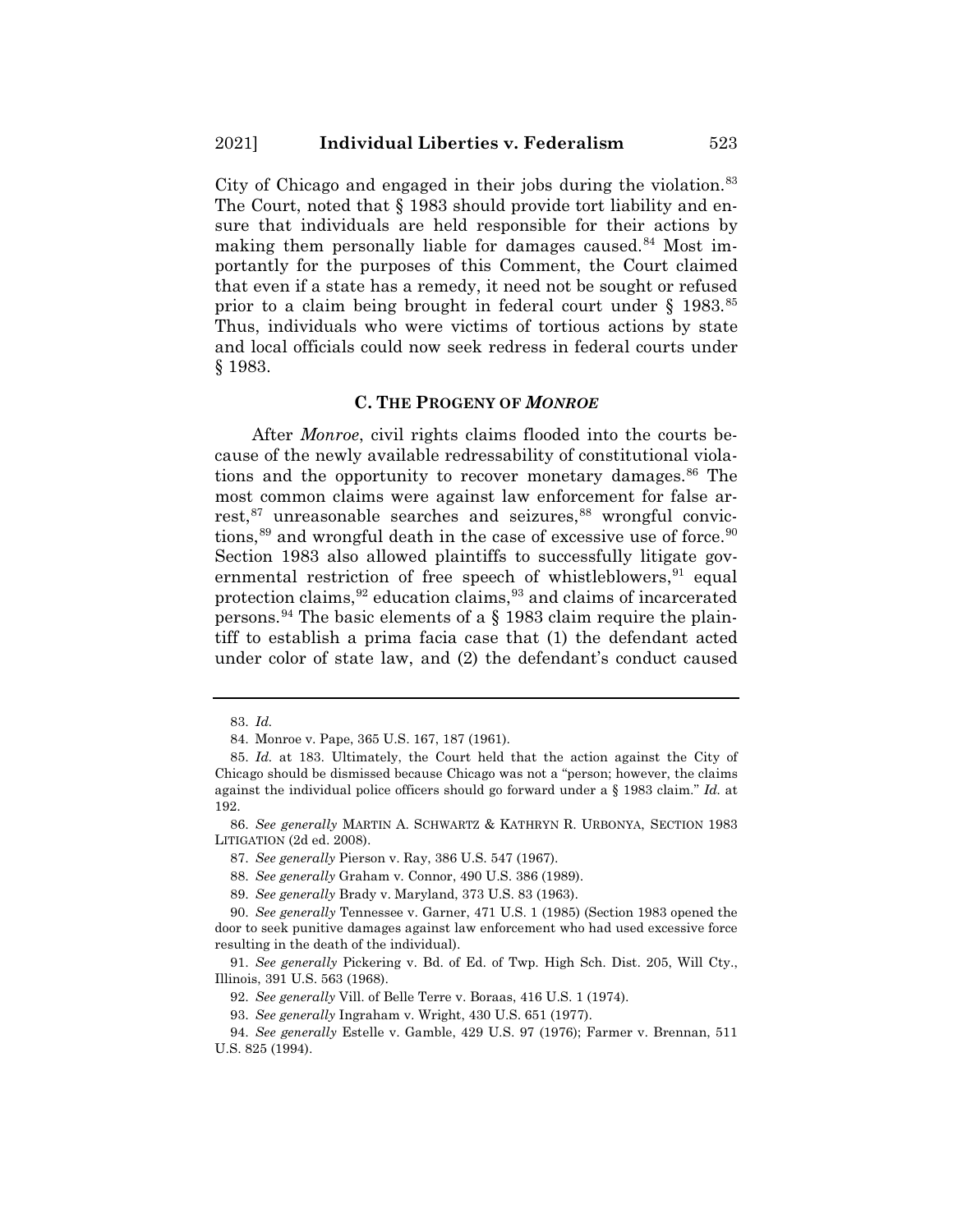City of Chicago and engaged in their jobs during the violation.[83] The Court, noted that § 1983 should provide tort liability and ensure that individuals are held responsible for their actions by making them personally liable for damages caused.[84] Most importantly for the purposes of this Comment, the Court claimed that even if a state has a remedy, it need not be sought or refused prior to a claim being brought in federal court under § 1983.[85] Thus, individuals who were victims of tortious actions by state and local officials could now seek redress in federal courts under § 1983.

### C. The Progeny of *Monroe*

After *Monroe*, civil rights claims flooded into the courts because of the newly available redressability of constitutional violations and the opportunity to recover monetary damages.[86] The most common claims were against law enforcement for false arrest,[87] unreasonable searches and seizures,[88] wrongful convictions,[89] and wrongful death in the case of excessive use of force.[90] Section 1983 also allowed plaintiffs to successfully litigate governmental restriction of free speech of whistleblowers,[91] equal protection claims,[92] education claims,[93] and claims of incarcerated persons.[94] The basic elements of a § 1983 claim require the plaintiff to establish a prima facia case that (1) the defendant acted under color of state law, and (2) the defendant's conduct caused

---

83. *Id.*

84. Monroe v. Pape, 365 U.S. 167, 187 (1961).

85. *Id.* at 183. Ultimately, the Court held that the action against the City of Chicago should be dismissed because Chicago was not a "person; however, the claims against the individual police officers should go forward under a § 1983 claim." *Id.* at 192.

86. *See generally* MARTIN A. SCHWARTZ & KATHRYN R. URBONYA, SECTION 1983 LITIGATION (2d ed. 2008).

87. *See generally* Pierson v. Ray, 386 U.S. 547 (1967).

88. *See generally* Graham v. Connor, 490 U.S. 386 (1989).

89. *See generally* Brady v. Maryland, 373 U.S. 83 (1963).

90. *See generally* Tennessee v. Garner, 471 U.S. 1 (1985) (Section 1983 opened the door to seek punitive damages against law enforcement who had used excessive force resulting in the death of the individual).

91. *See generally* Pickering v. Bd. of Ed. of Twp. High Sch. Dist. 205, Will Cty., Illinois, 391 U.S. 563 (1968).

92. *See generally* Vill. of Belle Terre v. Boraas, 416 U.S. 1 (1974).

93. *See generally* Ingraham v. Wright, 430 U.S. 651 (1977).

94. *See generally* Estelle v. Gamble, 429 U.S. 97 (1976); Farmer v. Brennan, 511 U.S. 825 (1994).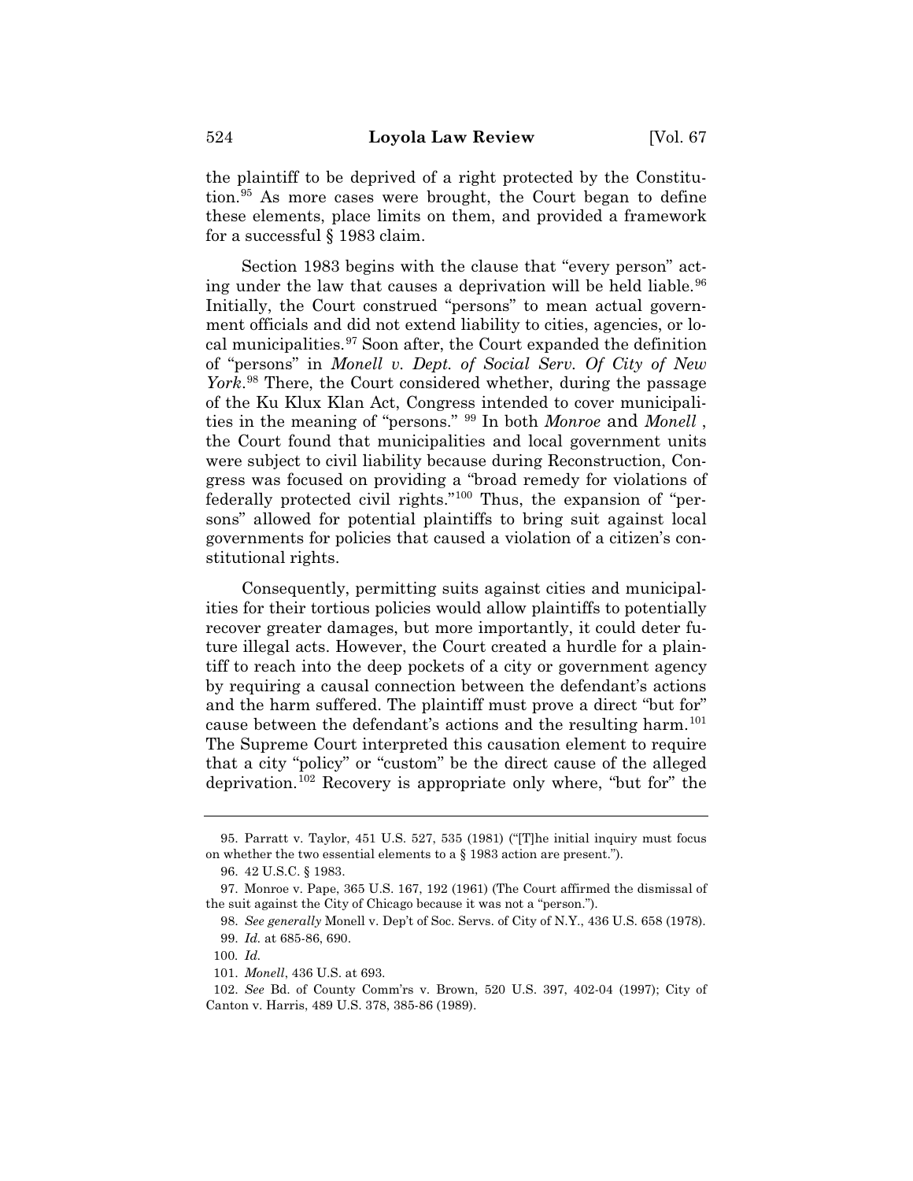the plaintiff to be deprived of a right protected by the Constitution.[95] As more cases were brought, the Court began to define these elements, place limits on them, and provided a framework for a successful § 1983 claim.

Section 1983 begins with the clause that "every person" acting under the law that causes a deprivation will be held liable.[96] Initially, the Court construed "persons" to mean actual government officials and did not extend liability to cities, agencies, or local municipalities.[97] Soon after, the Court expanded the definition of "persons" in *Monell v. Dept. of Social Serv. Of City of New York*.[98] There, the Court considered whether, during the passage of the Ku Klux Klan Act, Congress intended to cover municipalities in the meaning of "persons." [99] In both *Monroe* and *Monell* , the Court found that municipalities and local government units were subject to civil liability because during Reconstruction, Congress was focused on providing a "broad remedy for violations of federally protected civil rights."[100] Thus, the expansion of "persons" allowed for potential plaintiffs to bring suit against local governments for policies that caused a violation of a citizen's constitutional rights.

Consequently, permitting suits against cities and municipalities for their tortious policies would allow plaintiffs to potentially recover greater damages, but more importantly, it could deter future illegal acts. However, the Court created a hurdle for a plaintiff to reach into the deep pockets of a city or government agency by requiring a causal connection between the defendant's actions and the harm suffered. The plaintiff must prove a direct "but for" cause between the defendant's actions and the resulting harm.[101] The Supreme Court interpreted this causation element to require that a city "policy" or "custom" be the direct cause of the alleged deprivation.[102] Recovery is appropriate only where, "but for" the

---

95. Parratt v. Taylor, 451 U.S. 527, 535 (1981) ("[T]he initial inquiry must focus on whether the two essential elements to a § 1983 action are present.").

96. 42 U.S.C. § 1983.

97. Monroe v. Pape, 365 U.S. 167, 192 (1961) (The Court affirmed the dismissal of the suit against the City of Chicago because it was not a "person.").

98. *See generally* Monell v. Dep't of Soc. Servs. of City of N.Y., 436 U.S. 658 (1978).

99. *Id.* at 685-86, 690.

100. *Id.*

101. *Monell*, 436 U.S. at 693.

102. *See* Bd. of County Comm'rs v. Brown, 520 U.S. 397, 402-04 (1997); City of Canton v. Harris, 489 U.S. 378, 385-86 (1989).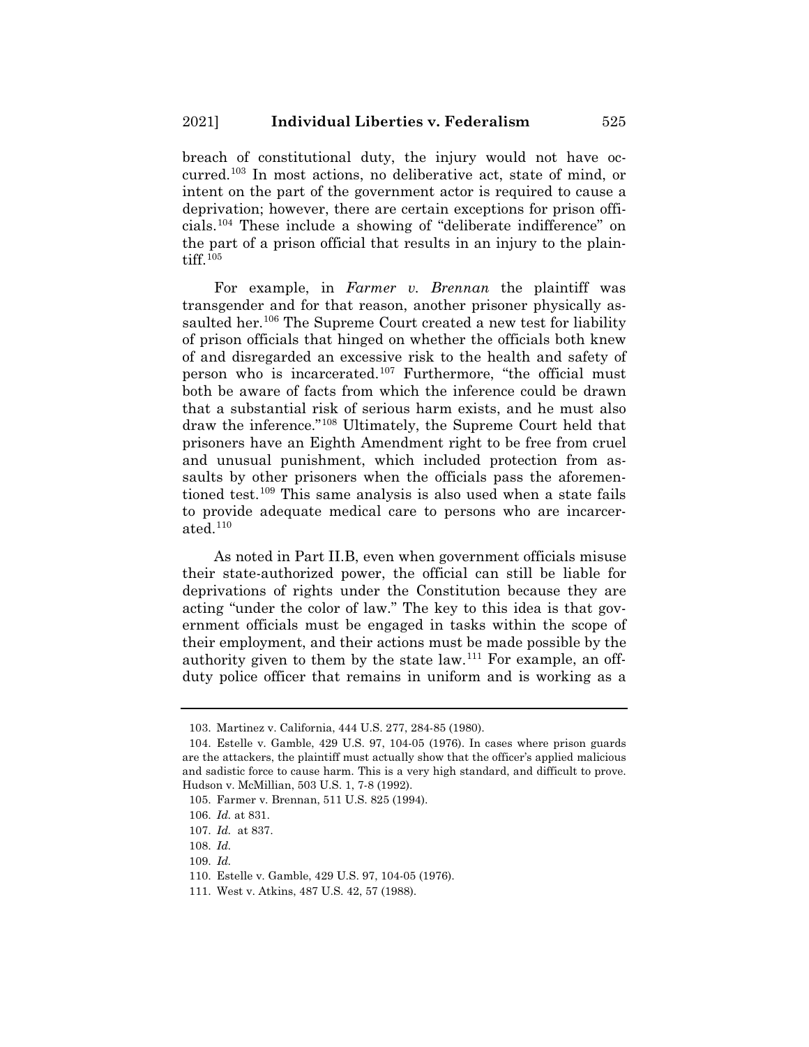breach of constitutional duty, the injury would not have occurred.[103] In most actions, no deliberative act, state of mind, or intent on the part of the government actor is required to cause a deprivation; however, there are certain exceptions for prison officials.[104] These include a showing of "deliberate indifference" on the part of a prison official that results in an injury to the plaintiff.[105]

For example, in *Farmer v. Brennan* the plaintiff was transgender and for that reason, another prisoner physically assaulted her.[106] The Supreme Court created a new test for liability of prison officials that hinged on whether the officials both knew of and disregarded an excessive risk to the health and safety of person who is incarcerated.[107] Furthermore, "the official must both be aware of facts from which the inference could be drawn that a substantial risk of serious harm exists, and he must also draw the inference."[108] Ultimately, the Supreme Court held that prisoners have an Eighth Amendment right to be free from cruel and unusual punishment, which included protection from assaults by other prisoners when the officials pass the aforementioned test.[109] This same analysis is also used when a state fails to provide adequate medical care to persons who are incarcerated.[110]

As noted in Part II.B, even when government officials misuse their state-authorized power, the official can still be liable for deprivations of rights under the Constitution because they are acting "under the color of law." The key to this idea is that government officials must be engaged in tasks within the scope of their employment, and their actions must be made possible by the authority given to them by the state law.[111] For example, an off-duty police officer that remains in uniform and is working as a

---

103. Martinez v. California, 444 U.S. 277, 284-85 (1980).

104. Estelle v. Gamble, 429 U.S. 97, 104-05 (1976). In cases where prison guards are the attackers, the plaintiff must actually show that the officer's applied malicious and sadistic force to cause harm. This is a very high standard, and difficult to prove. Hudson v. McMillian, 503 U.S. 1, 7-8 (1992).

105. Farmer v. Brennan, 511 U.S. 825 (1994).

106. *Id.* at 831.

107. *Id.* at 837.

108. *Id.*

109. *Id.*

110. Estelle v. Gamble, 429 U.S. 97, 104-05 (1976).

111. West v. Atkins, 487 U.S. 42, 57 (1988).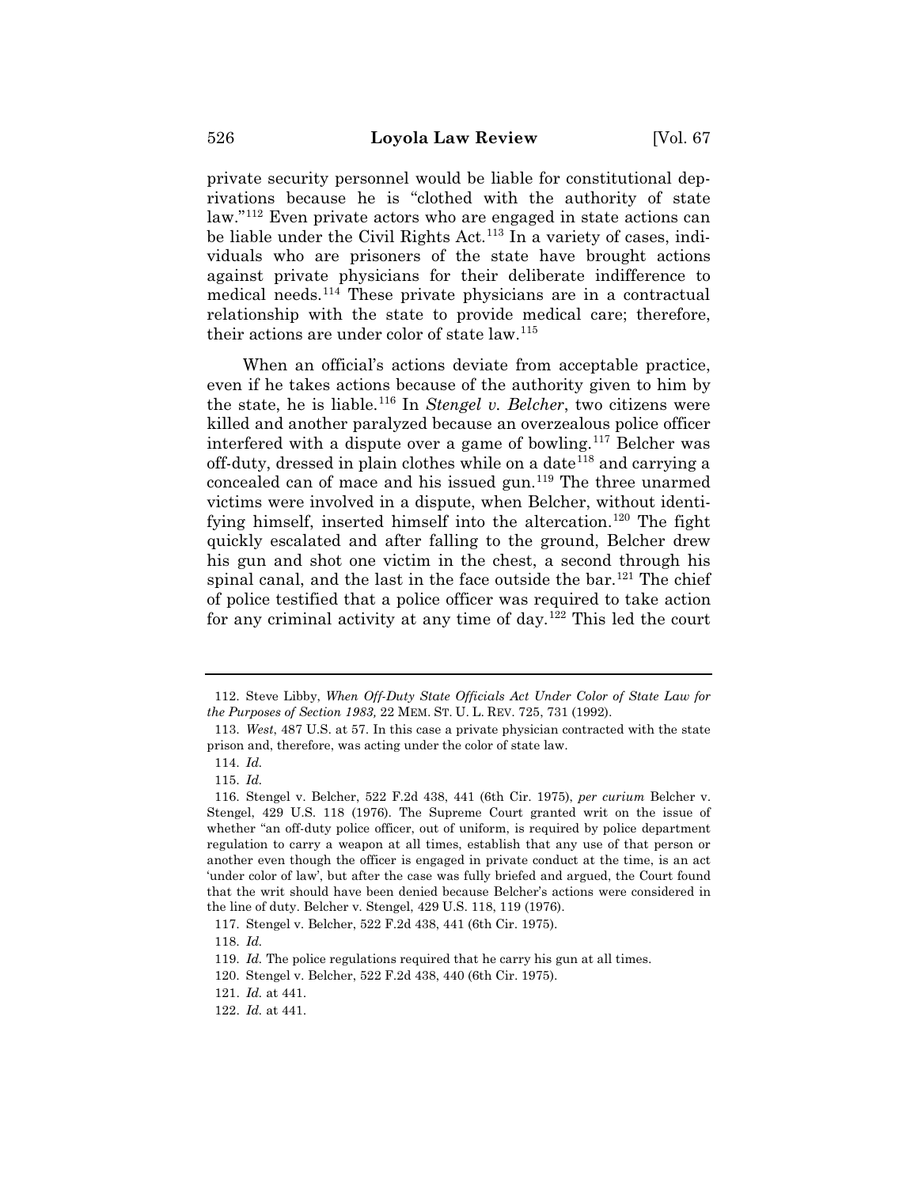private security personnel would be liable for constitutional deprivations because he is "clothed with the authority of state law."[112] Even private actors who are engaged in state actions can be liable under the Civil Rights Act.[113] In a variety of cases, individuals who are prisoners of the state have brought actions against private physicians for their deliberate indifference to medical needs.[114] These private physicians are in a contractual relationship with the state to provide medical care; therefore, their actions are under color of state law.[115]

When an official's actions deviate from acceptable practice, even if he takes actions because of the authority given to him by the state, he is liable.[116] In *Stengel v. Belcher*, two citizens were killed and another paralyzed because an overzealous police officer interfered with a dispute over a game of bowling.[117] Belcher was off-duty, dressed in plain clothes while on a date[118] and carrying a concealed can of mace and his issued gun.[119] The three unarmed victims were involved in a dispute, when Belcher, without identifying himself, inserted himself into the altercation.[120] The fight quickly escalated and after falling to the ground, Belcher drew his gun and shot one victim in the chest, a second through his spinal canal, and the last in the face outside the bar.[121] The chief of police testified that a police officer was required to take action for any criminal activity at any time of day.[122] This led the court

---

112. Steve Libby, *When Off-Duty State Officials Act Under Color of State Law for the Purposes of Section 1983,* 22 MEM. ST. U. L. REV. 725, 731 (1992).

113. *West*, 487 U.S. at 57. In this case a private physician contracted with the state prison and, therefore, was acting under the color of state law.

114. *Id.*

115. *Id.*

116. Stengel v. Belcher, 522 F.2d 438, 441 (6th Cir. 1975), *per curium* Belcher v. Stengel, 429 U.S. 118 (1976). The Supreme Court granted writ on the issue of whether "an off-duty police officer, out of uniform, is required by police department regulation to carry a weapon at all times, establish that any use of that person or another even though the officer is engaged in private conduct at the time, is an act 'under color of law', but after the case was fully briefed and argued, the Court found that the writ should have been denied because Belcher's actions were considered in the line of duty. Belcher v. Stengel, 429 U.S. 118, 119 (1976).

117. Stengel v. Belcher, 522 F.2d 438, 441 (6th Cir. 1975).

118. *Id.*

119. *Id.* The police regulations required that he carry his gun at all times.

120. Stengel v. Belcher, 522 F.2d 438, 440 (6th Cir. 1975).

121. *Id.* at 441.

122. *Id.* at 441.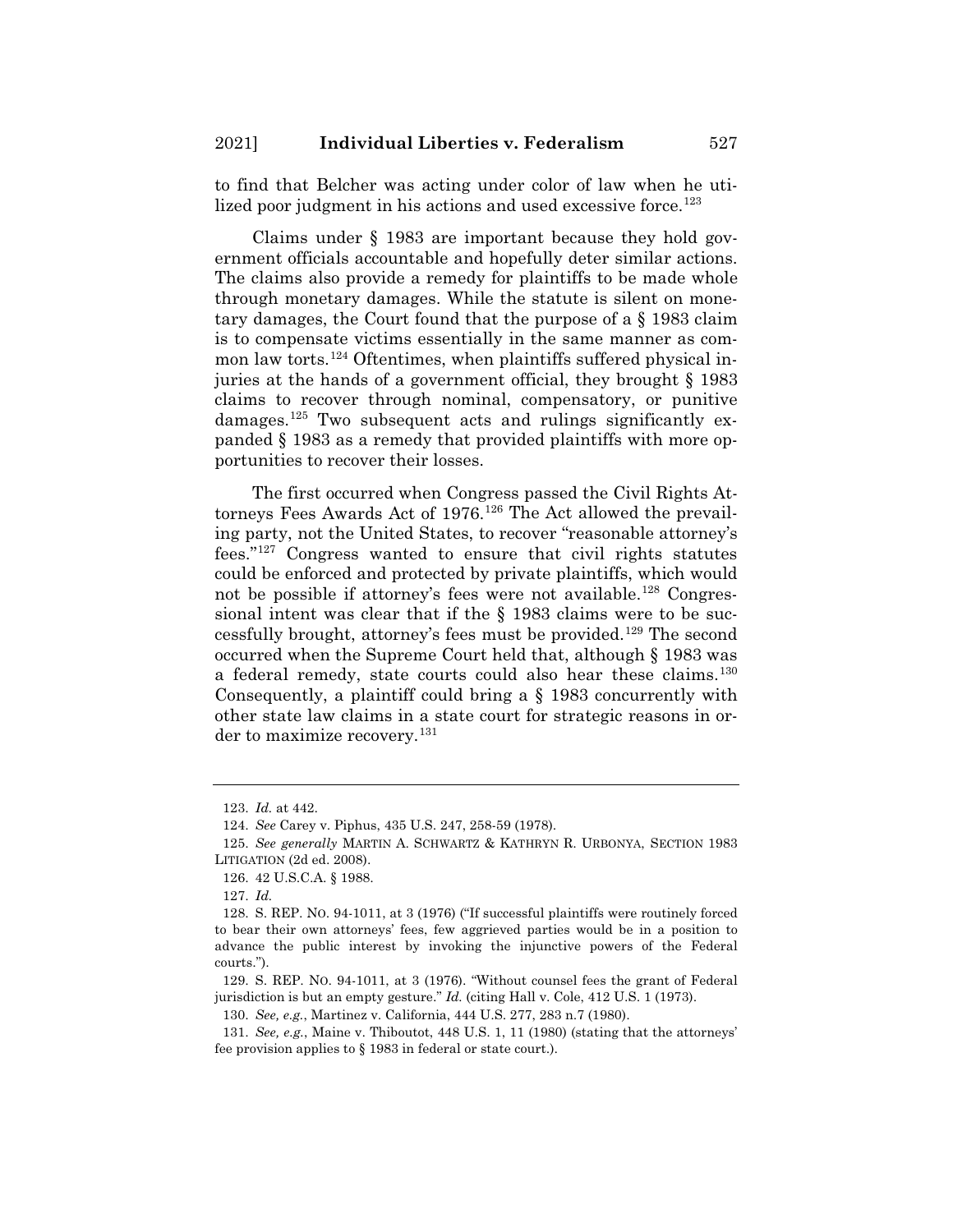to find that Belcher was acting under color of law when he utilized poor judgment in his actions and used excessive force.[123]

Claims under § 1983 are important because they hold government officials accountable and hopefully deter similar actions. The claims also provide a remedy for plaintiffs to be made whole through monetary damages. While the statute is silent on monetary damages, the Court found that the purpose of a § 1983 claim is to compensate victims essentially in the same manner as common law torts.[124] Oftentimes, when plaintiffs suffered physical injuries at the hands of a government official, they brought § 1983 claims to recover through nominal, compensatory, or punitive damages.[125] Two subsequent acts and rulings significantly expanded § 1983 as a remedy that provided plaintiffs with more opportunities to recover their losses.

The first occurred when Congress passed the Civil Rights Attorneys Fees Awards Act of 1976.[126] The Act allowed the prevailing party, not the United States, to recover "reasonable attorney's fees."[127] Congress wanted to ensure that civil rights statutes could be enforced and protected by private plaintiffs, which would not be possible if attorney's fees were not available.[128] Congressional intent was clear that if the § 1983 claims were to be successfully brought, attorney's fees must be provided.[129] The second occurred when the Supreme Court held that, although § 1983 was a federal remedy, state courts could also hear these claims.[130] Consequently, a plaintiff could bring a § 1983 concurrently with other state law claims in a state court for strategic reasons in order to maximize recovery.[131]

---

123. *Id.* at 442.

124. *See* Carey v. Piphus, 435 U.S. 247, 258-59 (1978).

125. *See generally* MARTIN A. SCHWARTZ & KATHRYN R. URBONYA, SECTION 1983 LITIGATION (2d ed. 2008).

126. 42 U.S.C.A. § 1988.

127. *Id.*

128. S. REP. NO. 94-1011, at 3 (1976) ("If successful plaintiffs were routinely forced to bear their own attorneys' fees, few aggrieved parties would be in a position to advance the public interest by invoking the injunctive powers of the Federal courts.").

129. S. REP. NO. 94-1011, at 3 (1976). "Without counsel fees the grant of Federal jurisdiction is but an empty gesture." *Id.* (citing Hall v. Cole, 412 U.S. 1 (1973).

130. *See, e.g.*, Martinez v. California, 444 U.S. 277, 283 n.7 (1980).

131. *See, e.g.*, Maine v. Thiboutot, 448 U.S. 1, 11 (1980) (stating that the attorneys' fee provision applies to § 1983 in federal or state court.).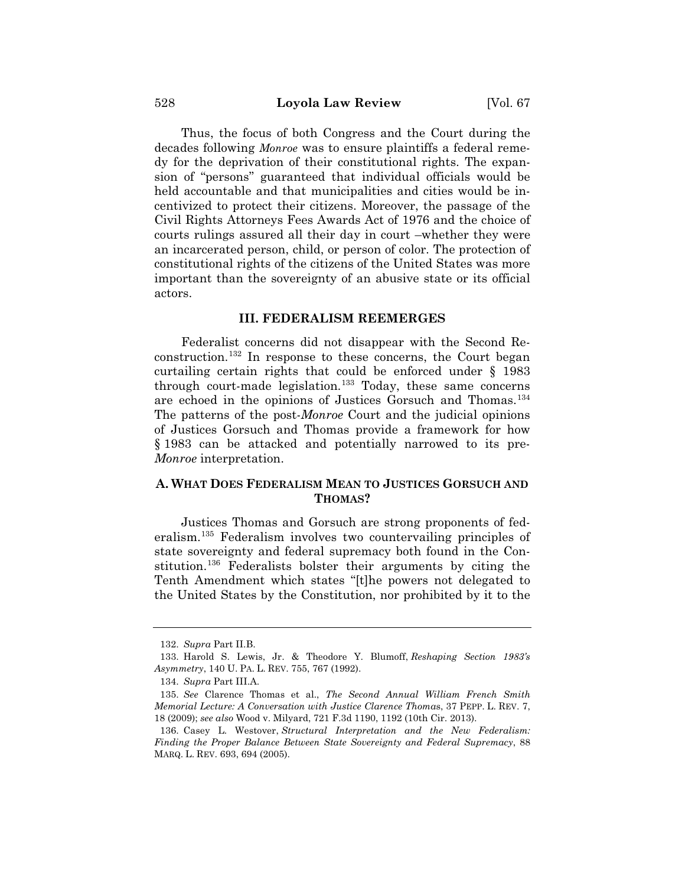Thus, the focus of both Congress and the Court during the decades following *Monroe* was to ensure plaintiffs a federal remedy for the deprivation of their constitutional rights. The expansion of "persons" guaranteed that individual officials would be held accountable and that municipalities and cities would be incentivized to protect their citizens. Moreover, the passage of the Civil Rights Attorneys Fees Awards Act of 1976 and the choice of courts rulings assured all their day in court –whether they were an incarcerated person, child, or person of color. The protection of constitutional rights of the citizens of the United States was more important than the sovereignty of an abusive state or its official actors.

## III. FEDERALISM REEMERGES

Federalist concerns did not disappear with the Second Reconstruction.[132] In response to these concerns, the Court began curtailing certain rights that could be enforced under § 1983 through court-made legislation.[133] Today, these same concerns are echoed in the opinions of Justices Gorsuch and Thomas.[134] The patterns of the post-*Monroe* Court and the judicial opinions of Justices Gorsuch and Thomas provide a framework for how § 1983 can be attacked and potentially narrowed to its pre-*Monroe* interpretation.

### A. WHAT DOES FEDERALISM MEAN TO JUSTICES GORSUCH AND THOMAS?

Justices Thomas and Gorsuch are strong proponents of federalism.[135] Federalism involves two countervailing principles of state sovereignty and federal supremacy both found in the Constitution.[136] Federalists bolster their arguments by citing the Tenth Amendment which states "[t]he powers not delegated to the United States by the Constitution, nor prohibited by it to the

---

132. *Supra* Part II.B.

133. Harold S. Lewis, Jr. & Theodore Y. Blumoff, *Reshaping Section 1983's Asymmetry*, 140 U. PA. L. REV. 755, 767 (1992).

134. *Supra* Part III.A.

135. *See* Clarence Thomas et al., *The Second Annual William French Smith Memorial Lecture: A Conversation with Justice Clarence Thomas*, 37 PEPP. L. REV. 7, 18 (2009); *see also* Wood v. Milyard, 721 F.3d 1190, 1192 (10th Cir. 2013).

136. Casey L. Westover, *Structural Interpretation and the New Federalism: Finding the Proper Balance Between State Sovereignty and Federal Supremacy*, 88 MARQ. L. REV. 693, 694 (2005).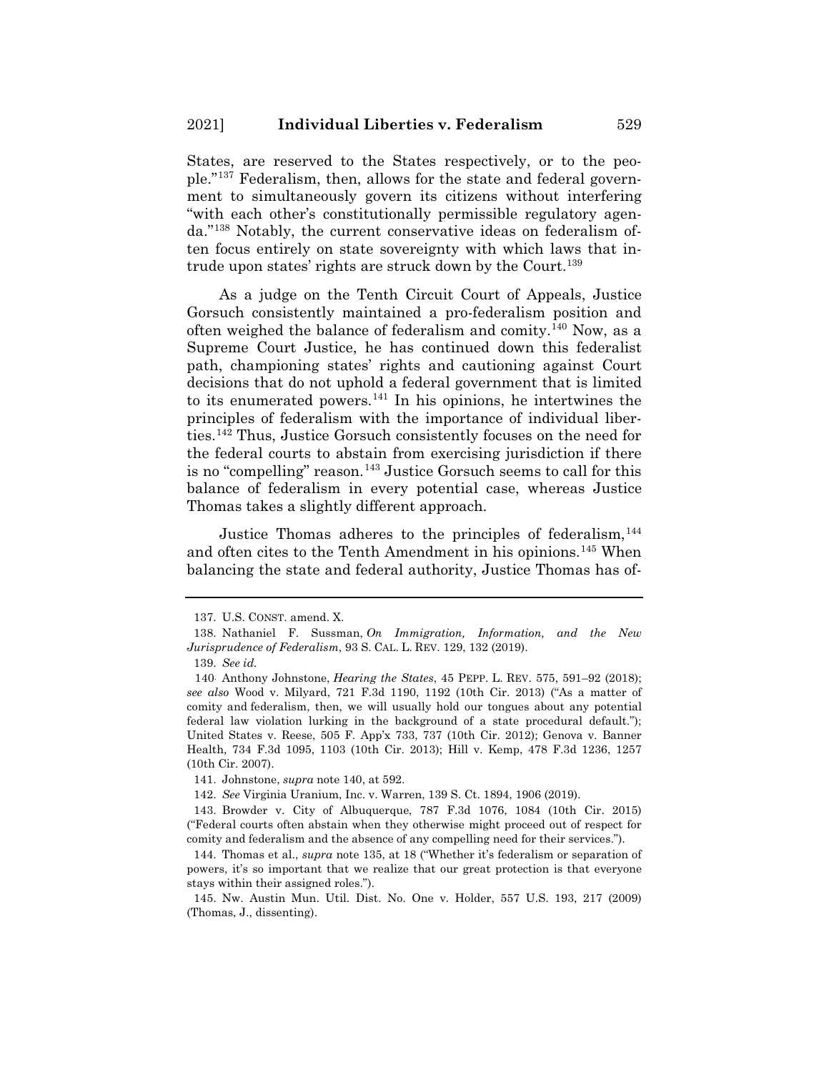States, are reserved to the States respectively, or to the people."[137] Federalism, then, allows for the state and federal government to simultaneously govern its citizens without interfering "with each other's constitutionally permissible regulatory agenda."[138] Notably, the current conservative ideas on federalism often focus entirely on state sovereignty with which laws that intrude upon states' rights are struck down by the Court.[139]

As a judge on the Tenth Circuit Court of Appeals, Justice Gorsuch consistently maintained a pro-federalism position and often weighed the balance of federalism and comity.[140] Now, as a Supreme Court Justice, he has continued down this federalist path, championing states' rights and cautioning against Court decisions that do not uphold a federal government that is limited to its enumerated powers.[141] In his opinions, he intertwines the principles of federalism with the importance of individual liberties.[142] Thus, Justice Gorsuch consistently focuses on the need for the federal courts to abstain from exercising jurisdiction if there is no "compelling" reason.[143] Justice Gorsuch seems to call for this balance of federalism in every potential case, whereas Justice Thomas takes a slightly different approach.

Justice Thomas adheres to the principles of federalism,[144] and often cites to the Tenth Amendment in his opinions.[145] When balancing the state and federal authority, Justice Thomas has of-

---

137. U.S. CONST. amend. X.

138. Nathaniel F. Sussman, *On Immigration, Information, and the New Jurisprudence of Federalism*, 93 S. CAL. L. REV. 129, 132 (2019).

139. *See id.*

140. Anthony Johnstone, *Hearing the States*, 45 PEPP. L. REV. 575, 591–92 (2018); *see also* Wood v. Milyard, 721 F.3d 1190, 1192 (10th Cir. 2013) ("As a matter of comity and federalism, then, we will usually hold our tongues about any potential federal law violation lurking in the background of a state procedural default."); United States v. Reese, 505 F. App'x 733, 737 (10th Cir. 2012); Genova v. Banner Health, 734 F.3d 1095, 1103 (10th Cir. 2013); Hill v. Kemp, 478 F.3d 1236, 1257 (10th Cir. 2007).

141. Johnstone, *supra* note 140, at 592.

142. *See* Virginia Uranium, Inc. v. Warren, 139 S. Ct. 1894, 1906 (2019).

143. Browder v. City of Albuquerque, 787 F.3d 1076, 1084 (10th Cir. 2015) ("Federal courts often abstain when they otherwise might proceed out of respect for comity and federalism and the absence of any compelling need for their services.").

144. Thomas et al., *supra* note 135, at 18 ("Whether it's federalism or separation of powers, it's so important that we realize that our great protection is that everyone stays within their assigned roles.").

145. Nw. Austin Mun. Util. Dist. No. One v. Holder, 557 U.S. 193, 217 (2009) (Thomas, J., dissenting).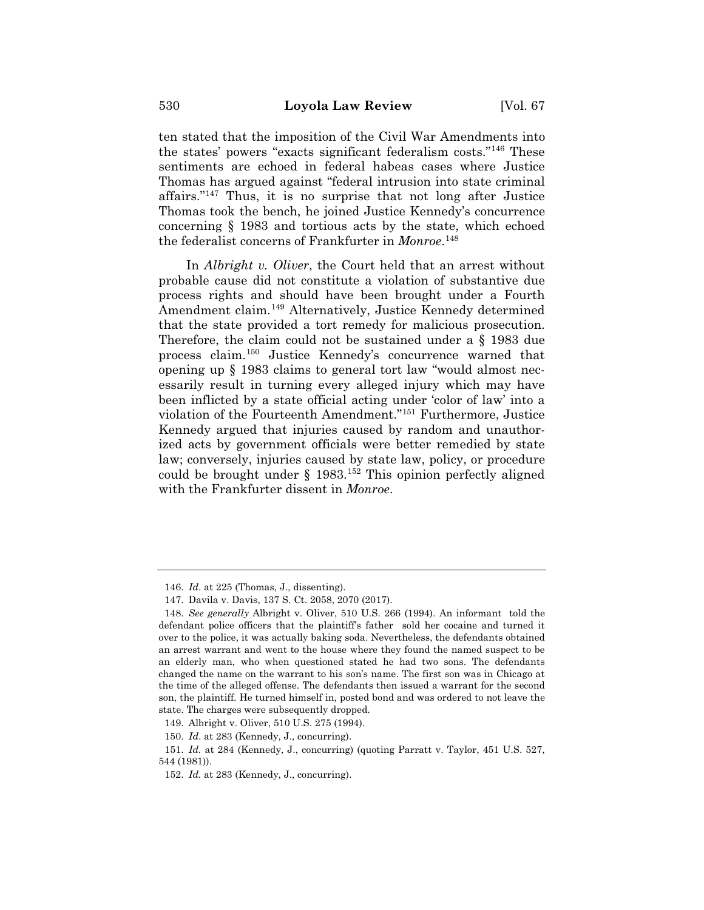ten stated that the imposition of the Civil War Amendments into the states' powers "exacts significant federalism costs."[146] These sentiments are echoed in federal habeas cases where Justice Thomas has argued against "federal intrusion into state criminal affairs."[147] Thus, it is no surprise that not long after Justice Thomas took the bench, he joined Justice Kennedy's concurrence concerning § 1983 and tortious acts by the state, which echoed the federalist concerns of Frankfurter in *Monroe*.[148]

In *Albright v. Oliver*, the Court held that an arrest without probable cause did not constitute a violation of substantive due process rights and should have been brought under a Fourth Amendment claim.[149] Alternatively, Justice Kennedy determined that the state provided a tort remedy for malicious prosecution. Therefore, the claim could not be sustained under a § 1983 due process claim.[150] Justice Kennedy's concurrence warned that opening up § 1983 claims to general tort law "would almost necessarily result in turning every alleged injury which may have been inflicted by a state official acting under 'color of law' into a violation of the Fourteenth Amendment."[151] Furthermore, Justice Kennedy argued that injuries caused by random and unauthorized acts by government officials were better remedied by state law; conversely, injuries caused by state law, policy, or procedure could be brought under § 1983.[152] This opinion perfectly aligned with the Frankfurter dissent in *Monroe*.

---

146. *Id*. at 225 (Thomas, J., dissenting).

147. Davila v. Davis, 137 S. Ct. 2058, 2070 (2017).

148. *See generally* Albright v. Oliver, 510 U.S. 266 (1994). An informant told the defendant police officers that the plaintiff's father sold her cocaine and turned it over to the police, it was actually baking soda. Nevertheless, the defendants obtained an arrest warrant and went to the house where they found the named suspect to be an elderly man, who when questioned stated he had two sons. The defendants changed the name on the warrant to his son's name. The first son was in Chicago at the time of the alleged offense. The defendants then issued a warrant for the second son, the plaintiff. He turned himself in, posted bond and was ordered to not leave the state. The charges were subsequently dropped.

149. Albright v. Oliver, 510 U.S. 275 (1994).

150. *Id*. at 283 (Kennedy, J., concurring).

151. *Id.* at 284 (Kennedy, J., concurring) (quoting Parratt v. Taylor, 451 U.S. 527, 544 (1981)).

152. *Id.* at 283 (Kennedy, J., concurring).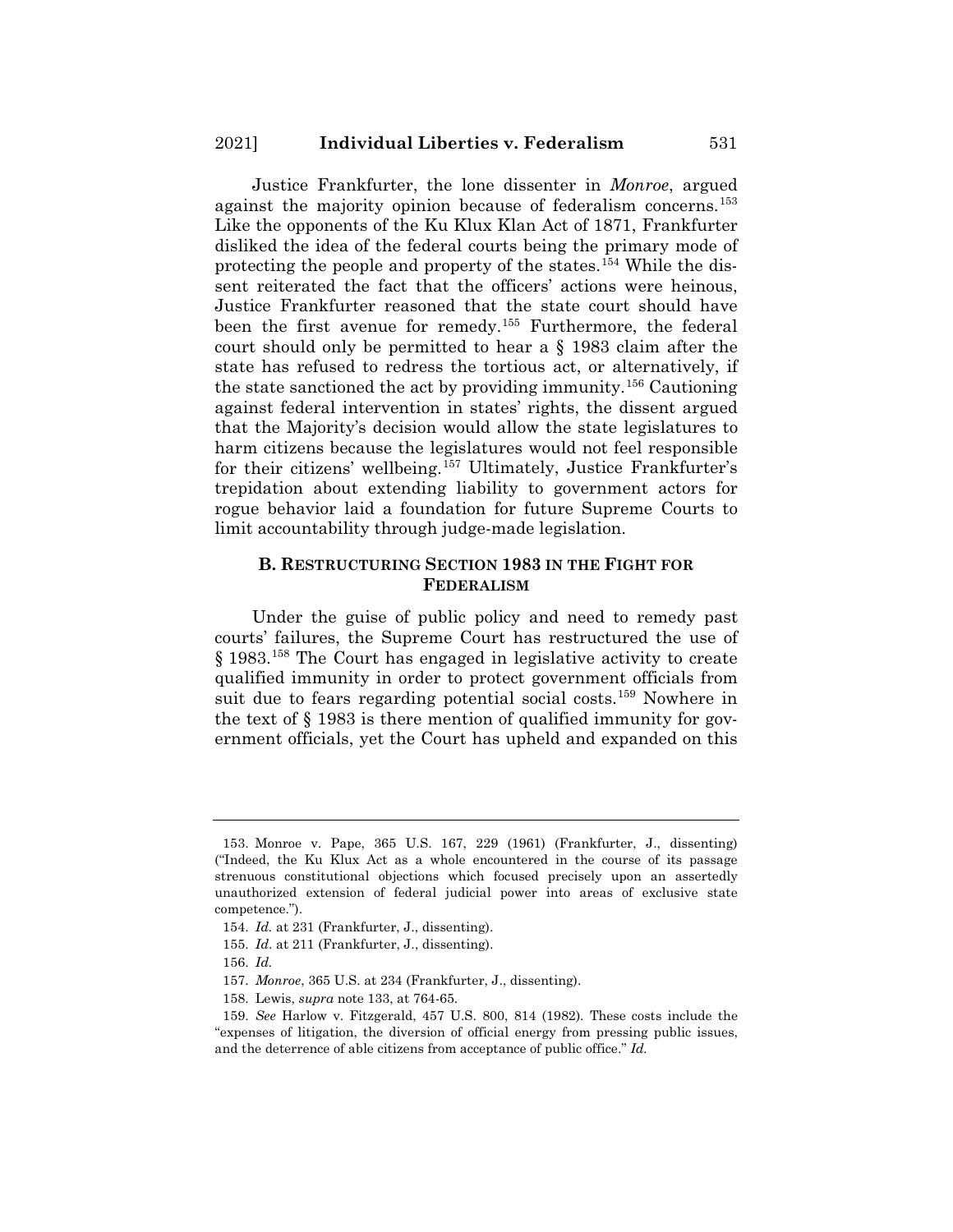Justice Frankfurter, the lone dissenter in *Monroe*, argued against the majority opinion because of federalism concerns.[153] Like the opponents of the Ku Klux Klan Act of 1871, Frankfurter disliked the idea of the federal courts being the primary mode of protecting the people and property of the states.[154] While the dissent reiterated the fact that the officers' actions were heinous, Justice Frankfurter reasoned that the state court should have been the first avenue for remedy.[155] Furthermore, the federal court should only be permitted to hear a § 1983 claim after the state has refused to redress the tortious act, or alternatively, if the state sanctioned the act by providing immunity.[156] Cautioning against federal intervention in states' rights, the dissent argued that the Majority's decision would allow the state legislatures to harm citizens because the legislatures would not feel responsible for their citizens' wellbeing.[157] Ultimately, Justice Frankfurter's trepidation about extending liability to government actors for rogue behavior laid a foundation for future Supreme Courts to limit accountability through judge-made legislation.

### B. RESTRUCTURING SECTION 1983 IN THE FIGHT FOR FEDERALISM

Under the guise of public policy and need to remedy past courts' failures, the Supreme Court has restructured the use of § 1983.[158] The Court has engaged in legislative activity to create qualified immunity in order to protect government officials from suit due to fears regarding potential social costs.[159] Nowhere in the text of § 1983 is there mention of qualified immunity for government officials, yet the Court has upheld and expanded on this

---

153. Monroe v. Pape, 365 U.S. 167, 229 (1961) (Frankfurter, J., dissenting) ("Indeed, the Ku Klux Act as a whole encountered in the course of its passage strenuous constitutional objections which focused precisely upon an assertedly unauthorized extension of federal judicial power into areas of exclusive state competence.").

154. *Id.* at 231 (Frankfurter, J., dissenting).

155. *Id*. at 211 (Frankfurter, J., dissenting).

156. *Id.*

157. *Monroe*, 365 U.S. at 234 (Frankfurter, J., dissenting).

158. Lewis, *supra* note 133, at 764-65.

159. *See* Harlow v. Fitzgerald, 457 U.S. 800, 814 (1982). These costs include the "expenses of litigation, the diversion of official energy from pressing public issues, and the deterrence of able citizens from acceptance of public office." *Id.*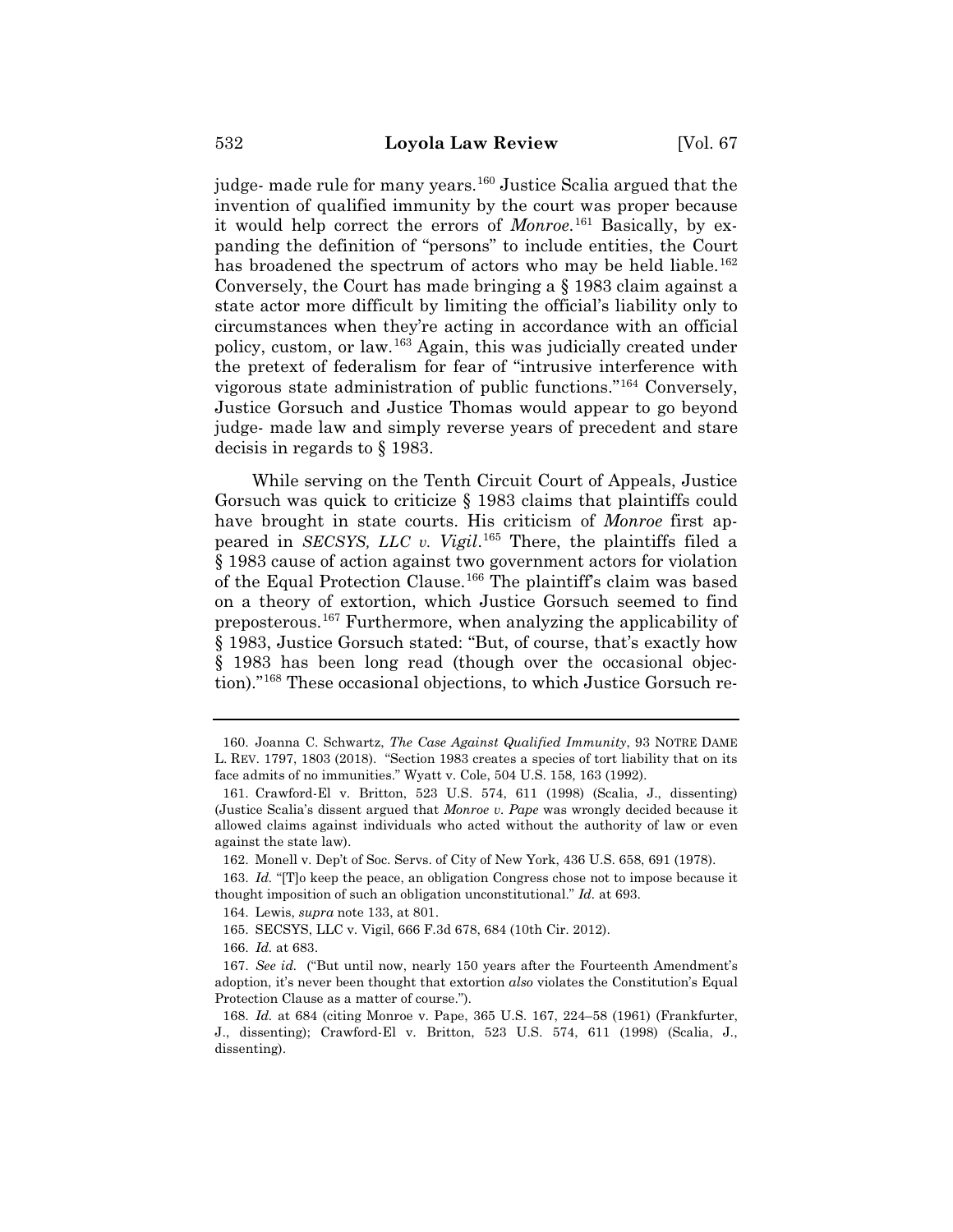judge- made rule for many years.[160] Justice Scalia argued that the invention of qualified immunity by the court was proper because it would help correct the errors of *Monroe*.[161] Basically, by expanding the definition of "persons" to include entities, the Court has broadened the spectrum of actors who may be held liable.[162] Conversely, the Court has made bringing a § 1983 claim against a state actor more difficult by limiting the official's liability only to circumstances when they're acting in accordance with an official policy, custom, or law.[163] Again, this was judicially created under the pretext of federalism for fear of "intrusive interference with vigorous state administration of public functions."[164] Conversely, Justice Gorsuch and Justice Thomas would appear to go beyond judge- made law and simply reverse years of precedent and stare decisis in regards to § 1983.

While serving on the Tenth Circuit Court of Appeals, Justice Gorsuch was quick to criticize § 1983 claims that plaintiffs could have brought in state courts. His criticism of *Monroe* first appeared in *SECSYS, LLC v. Vigil*.[165] There, the plaintiffs filed a § 1983 cause of action against two government actors for violation of the Equal Protection Clause.[166] The plaintiff's claim was based on a theory of extortion, which Justice Gorsuch seemed to find preposterous.[167] Furthermore, when analyzing the applicability of § 1983, Justice Gorsuch stated: "But, of course, that's exactly how § 1983 has been long read (though over the occasional objection)."[168] These occasional objections, to which Justice Gorsuch re-

---

160. Joanna C. Schwartz, *The Case Against Qualified Immunity*, 93 NOTRE DAME L. REV. 1797, 1803 (2018). "Section 1983 creates a species of tort liability that on its face admits of no immunities." Wyatt v. Cole, 504 U.S. 158, 163 (1992).

161. Crawford-El v. Britton, 523 U.S. 574, 611 (1998) (Scalia, J., dissenting) (Justice Scalia's dissent argued that *Monroe v. Pape* was wrongly decided because it allowed claims against individuals who acted without the authority of law or even against the state law).

162. Monell v. Dep't of Soc. Servs. of City of New York, 436 U.S. 658, 691 (1978).

163. *Id.* "[T]o keep the peace, an obligation Congress chose not to impose because it thought imposition of such an obligation unconstitutional." *Id.* at 693.

164. Lewis, *supra* note 133, at 801.

165. SECSYS, LLC v. Vigil, 666 F.3d 678, 684 (10th Cir. 2012).

166. *Id.* at 683.

167. *See id.* ("But until now, nearly 150 years after the Fourteenth Amendment's adoption, it's never been thought that extortion *also* violates the Constitution's Equal Protection Clause as a matter of course.").

168. *Id.* at 684 (citing Monroe v. Pape, 365 U.S. 167, 224–58 (1961) (Frankfurter, J., dissenting); Crawford-El v. Britton, 523 U.S. 574, 611 (1998) (Scalia, J., dissenting).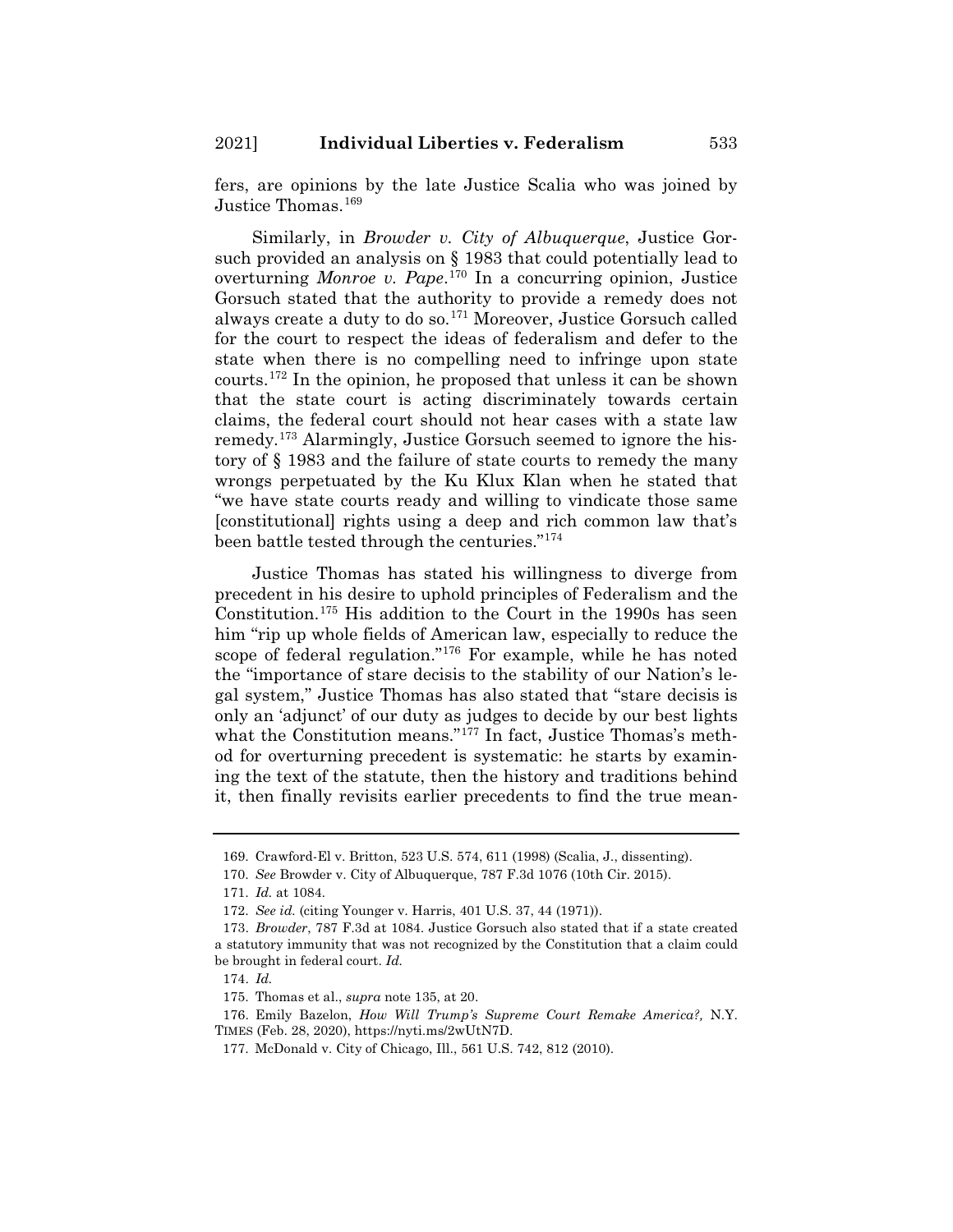fers, are opinions by the late Justice Scalia who was joined by Justice Thomas.[169]

Similarly, in *Browder v. City of Albuquerque*, Justice Gorsuch provided an analysis on § 1983 that could potentially lead to overturning *Monroe v. Pape*.[170] In a concurring opinion, Justice Gorsuch stated that the authority to provide a remedy does not always create a duty to do so.[171] Moreover, Justice Gorsuch called for the court to respect the ideas of federalism and defer to the state when there is no compelling need to infringe upon state courts.[172] In the opinion, he proposed that unless it can be shown that the state court is acting discriminately towards certain claims, the federal court should not hear cases with a state law remedy.[173] Alarmingly, Justice Gorsuch seemed to ignore the history of § 1983 and the failure of state courts to remedy the many wrongs perpetuated by the Ku Klux Klan when he stated that "we have state courts ready and willing to vindicate those same [constitutional] rights using a deep and rich common law that's been battle tested through the centuries."[174]

Justice Thomas has stated his willingness to diverge from precedent in his desire to uphold principles of Federalism and the Constitution.[175] His addition to the Court in the 1990s has seen him "rip up whole fields of American law, especially to reduce the scope of federal regulation."[176] For example, while he has noted the "importance of stare decisis to the stability of our Nation's legal system," Justice Thomas has also stated that "stare decisis is only an 'adjunct' of our duty as judges to decide by our best lights what the Constitution means."[177] In fact, Justice Thomas's method for overturning precedent is systematic: he starts by examining the text of the statute, then the history and traditions behind it, then finally revisits earlier precedents to find the true mean-

---

169. Crawford-El v. Britton, 523 U.S. 574, 611 (1998) (Scalia, J., dissenting).

170. *See* Browder v. City of Albuquerque, 787 F.3d 1076 (10th Cir. 2015).

171. *Id.* at 1084.

172. *See id.* (citing Younger v. Harris, 401 U.S. 37, 44 (1971)).

173. *Browder*, 787 F.3d at 1084. Justice Gorsuch also stated that if a state created a statutory immunity that was not recognized by the Constitution that a claim could be brought in federal court. *Id.*

174. *Id.*

175. Thomas et al., *supra* note 135, at 20.

176. Emily Bazelon, *How Will Trump's Supreme Court Remake America?,* N.Y. TIMES (Feb. 28, 2020), https://nyti.ms/2wUtN7D.

177. McDonald v. City of Chicago, Ill., 561 U.S. 742, 812 (2010).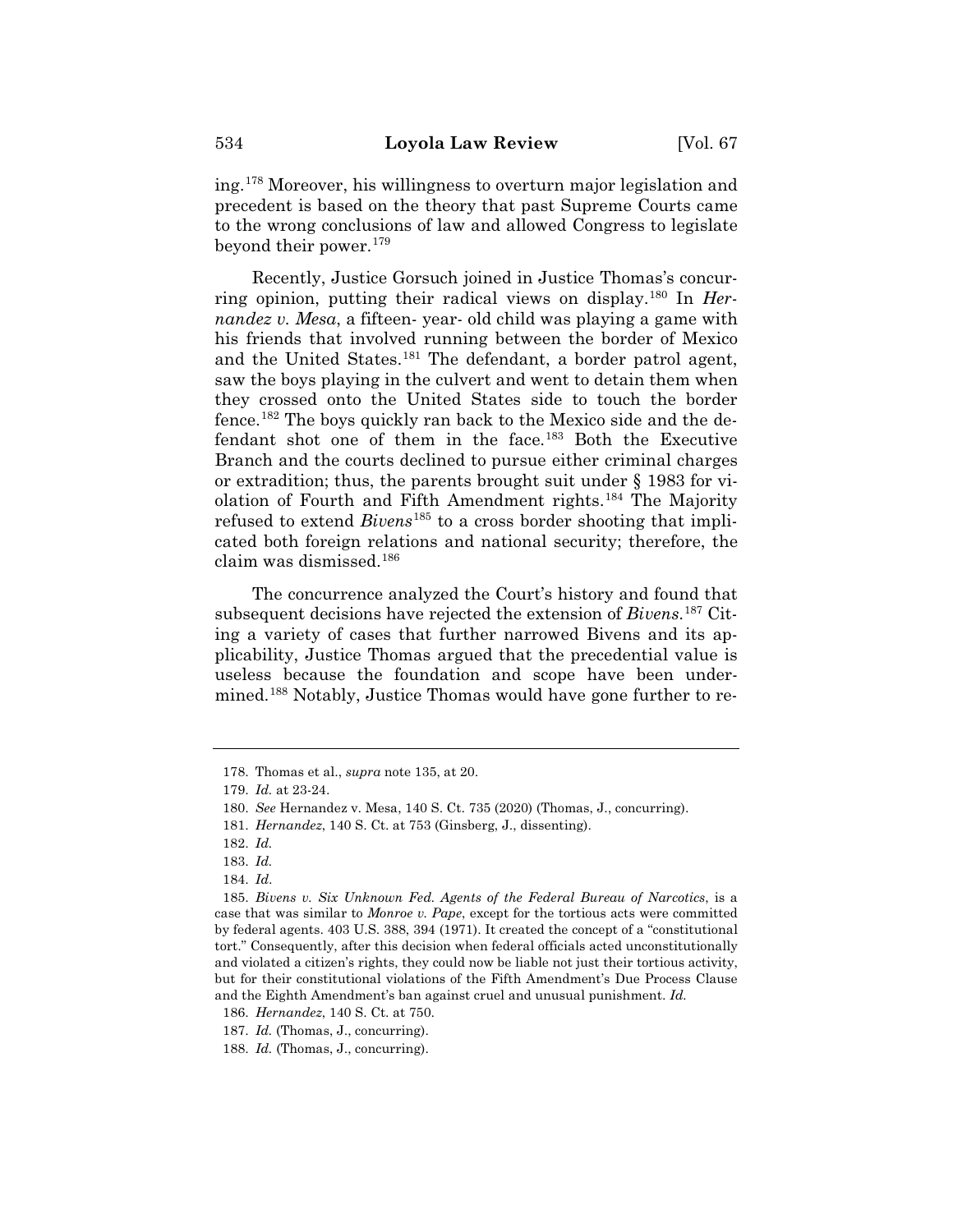ing.[178] Moreover, his willingness to overturn major legislation and precedent is based on the theory that past Supreme Courts came to the wrong conclusions of law and allowed Congress to legislate beyond their power.[179]

Recently, Justice Gorsuch joined in Justice Thomas's concurring opinion, putting their radical views on display.[180] In *Hernandez v. Mesa*, a fifteen- year- old child was playing a game with his friends that involved running between the border of Mexico and the United States.[181] The defendant, a border patrol agent, saw the boys playing in the culvert and went to detain them when they crossed onto the United States side to touch the border fence.[182] The boys quickly ran back to the Mexico side and the defendant shot one of them in the face.[183] Both the Executive Branch and the courts declined to pursue either criminal charges or extradition; thus, the parents brought suit under § 1983 for violation of Fourth and Fifth Amendment rights.[184] The Majority refused to extend *Bivens*[185] to a cross border shooting that implicated both foreign relations and national security; therefore, the claim was dismissed.[186]

The concurrence analyzed the Court's history and found that subsequent decisions have rejected the extension of *Bivens*.[187] Citing a variety of cases that further narrowed Bivens and its applicability, Justice Thomas argued that the precedential value is useless because the foundation and scope have been undermined.[188] Notably, Justice Thomas would have gone further to re-

---

178. Thomas et al., *supra* note 135, at 20.

179. *Id.* at 23-24.

180. *See* Hernandez v. Mesa, 140 S. Ct. 735 (2020) (Thomas, J., concurring).

181. *Hernandez*, 140 S. Ct. at 753 (Ginsberg, J., dissenting).

182. *Id.*

183. *Id.*

184. *Id*.

185. *Bivens v. Six Unknown Fed. Agents of the Federal Bureau of Narcotics*, is a case that was similar to *Monroe v. Pape*, except for the tortious acts were committed by federal agents. 403 U.S. 388, 394 (1971). It created the concept of a "constitutional tort." Consequently, after this decision when federal officials acted unconstitutionally and violated a citizen's rights, they could now be liable not just their tortious activity, but for their constitutional violations of the Fifth Amendment's Due Process Clause and the Eighth Amendment's ban against cruel and unusual punishment. *Id.*

186. *Hernandez*, 140 S. Ct. at 750.

187. *Id.* (Thomas, J., concurring).

188. *Id.* (Thomas, J., concurring).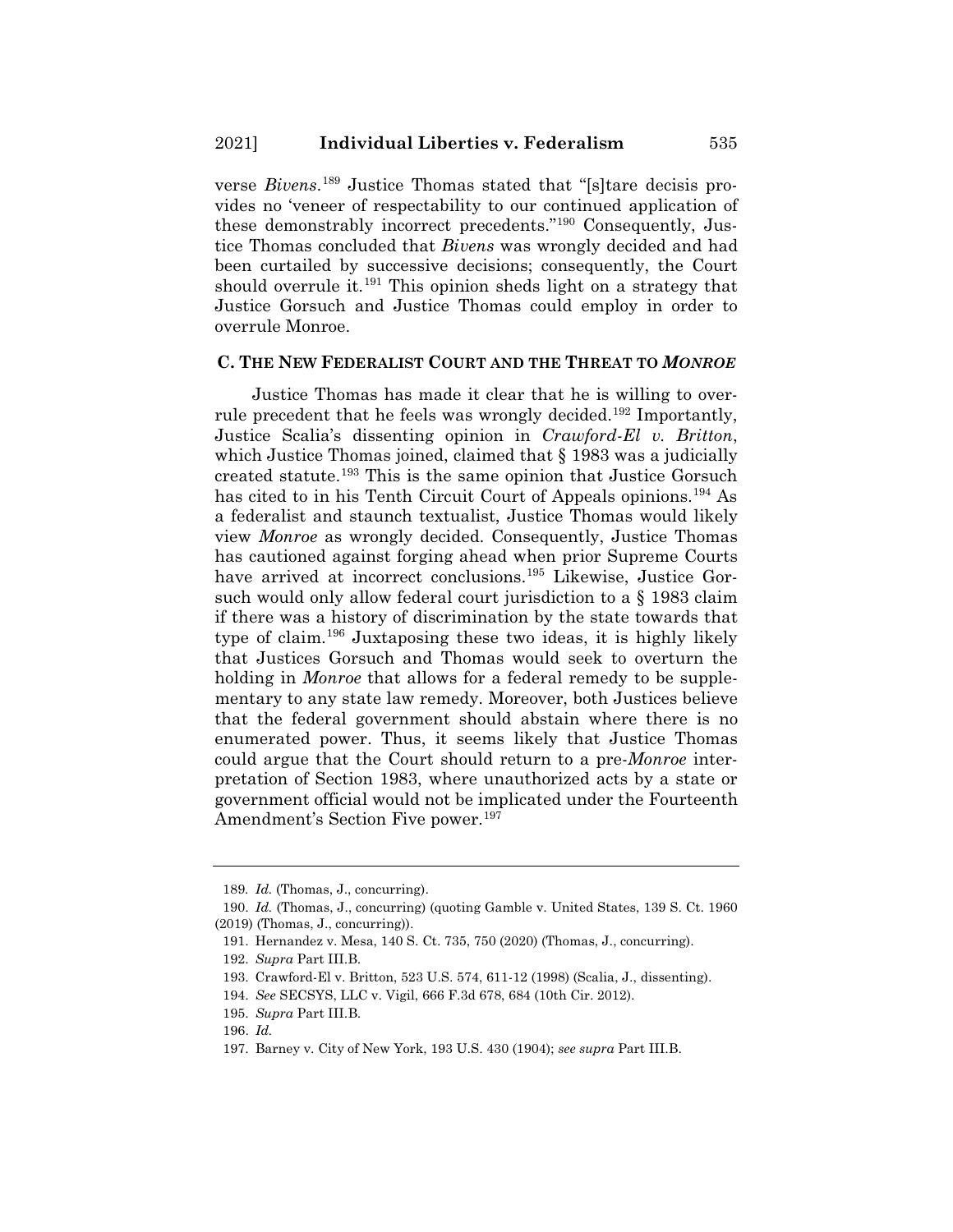verse *Bivens*.[189] Justice Thomas stated that "[s]tare decisis provides no 'veneer of respectability to our continued application of these demonstrably incorrect precedents."[190] Consequently, Justice Thomas concluded that *Bivens* was wrongly decided and had been curtailed by successive decisions; consequently, the Court should overrule it.[191] This opinion sheds light on a strategy that Justice Gorsuch and Justice Thomas could employ in order to overrule Monroe.

### C. THE NEW FEDERALIST COURT AND THE THREAT TO *MONROE*

Justice Thomas has made it clear that he is willing to overrule precedent that he feels was wrongly decided.[192] Importantly, Justice Scalia's dissenting opinion in *Crawford-El v. Britton*, which Justice Thomas joined, claimed that § 1983 was a judicially created statute.[193] This is the same opinion that Justice Gorsuch has cited to in his Tenth Circuit Court of Appeals opinions.[194] As a federalist and staunch textualist, Justice Thomas would likely view *Monroe* as wrongly decided. Consequently, Justice Thomas has cautioned against forging ahead when prior Supreme Courts have arrived at incorrect conclusions.[195] Likewise, Justice Gorsuch would only allow federal court jurisdiction to a § 1983 claim if there was a history of discrimination by the state towards that type of claim.[196] Juxtaposing these two ideas, it is highly likely that Justices Gorsuch and Thomas would seek to overturn the holding in *Monroe* that allows for a federal remedy to be supplementary to any state law remedy. Moreover, both Justices believe that the federal government should abstain where there is no enumerated power. Thus, it seems likely that Justice Thomas could argue that the Court should return to a pre-*Monroe* interpretation of Section 1983, where unauthorized acts by a state or government official would not be implicated under the Fourteenth Amendment's Section Five power.[197]

---

189. *Id.* (Thomas, J., concurring).

190. *Id.* (Thomas, J., concurring) (quoting Gamble v. United States, 139 S. Ct. 1960 (2019) (Thomas, J., concurring)).

191. Hernandez v. Mesa, 140 S. Ct. 735, 750 (2020) (Thomas, J., concurring).

192. *Supra* Part III.B.

193. Crawford-El v. Britton, 523 U.S. 574, 611-12 (1998) (Scalia, J., dissenting).

194. *See* SECSYS, LLC v. Vigil, 666 F.3d 678, 684 (10th Cir. 2012).

195. *Supra* Part III.B.

196. *Id.*

197. Barney v. City of New York, 193 U.S. 430 (1904); *see supra* Part III.B.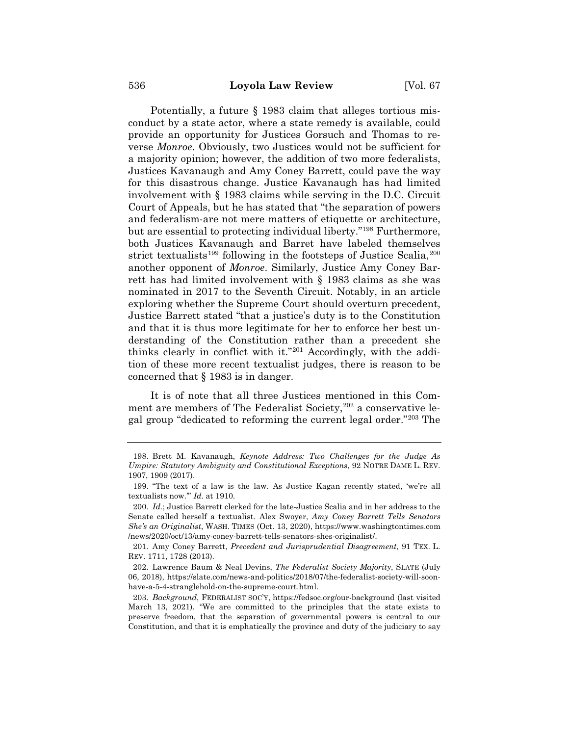Potentially, a future § 1983 claim that alleges tortious misconduct by a state actor, where a state remedy is available, could provide an opportunity for Justices Gorsuch and Thomas to reverse *Monroe*. Obviously, two Justices would not be sufficient for a majority opinion; however, the addition of two more federalists, Justices Kavanaugh and Amy Coney Barrett, could pave the way for this disastrous change. Justice Kavanaugh has had limited involvement with § 1983 claims while serving in the D.C. Circuit Court of Appeals, but he has stated that "the separation of powers and federalism-are not mere matters of etiquette or architecture, but are essential to protecting individual liberty."[198] Furthermore, both Justices Kavanaugh and Barret have labeled themselves strict textualists[199] following in the footsteps of Justice Scalia,[200] another opponent of *Monroe*. Similarly, Justice Amy Coney Barrett has had limited involvement with § 1983 claims as she was nominated in 2017 to the Seventh Circuit. Notably, in an article exploring whether the Supreme Court should overturn precedent, Justice Barrett stated "that a justice's duty is to the Constitution and that it is thus more legitimate for her to enforce her best understanding of the Constitution rather than a precedent she thinks clearly in conflict with it."[201] Accordingly, with the addition of these more recent textualist judges, there is reason to be concerned that § 1983 is in danger.

It is of note that all three Justices mentioned in this Comment are members of The Federalist Society,[202] a conservative legal group "dedicated to reforming the current legal order."[203] The

---

198. Brett M. Kavanaugh, *Keynote Address: Two Challenges for the Judge As Umpire: Statutory Ambiguity and Constitutional Exceptions*, 92 NOTRE DAME L. REV. 1907, 1909 (2017).

199. "The text of a law is the law. As Justice Kagan recently stated, 'we're all textualists now.'" *Id.* at 1910.

200. *Id.*; Justice Barrett clerked for the late-Justice Scalia and in her address to the Senate called herself a textualist. Alex Swoyer, *Amy Coney Barrett Tells Senators She's an Originalist*, WASH. TIMES (Oct. 13, 2020), https://www.washingtontimes.com/news/2020/oct/13/amy-coney-barrett-tells-senators-shes-originalist/.

201. Amy Coney Barrett, *Precedent and Jurisprudential Disagreement*, 91 TEX. L. REV. 1711, 1728 (2013).

202. Lawrence Baum & Neal Devins, *The Federalist Society Majority*, SLATE (July 06, 2018), https://slate.com/news-and-politics/2018/07/the-federalist-society-will-soon-have-a-5-4-stranglehold-on-the-supreme-court.html.

203. *Background*, FEDERALIST SOC'Y, https://fedsoc.org/our-background (last visited March 13, 2021). "We are committed to the principles that the state exists to preserve freedom, that the separation of governmental powers is central to our Constitution, and that it is emphatically the province and duty of the judiciary to say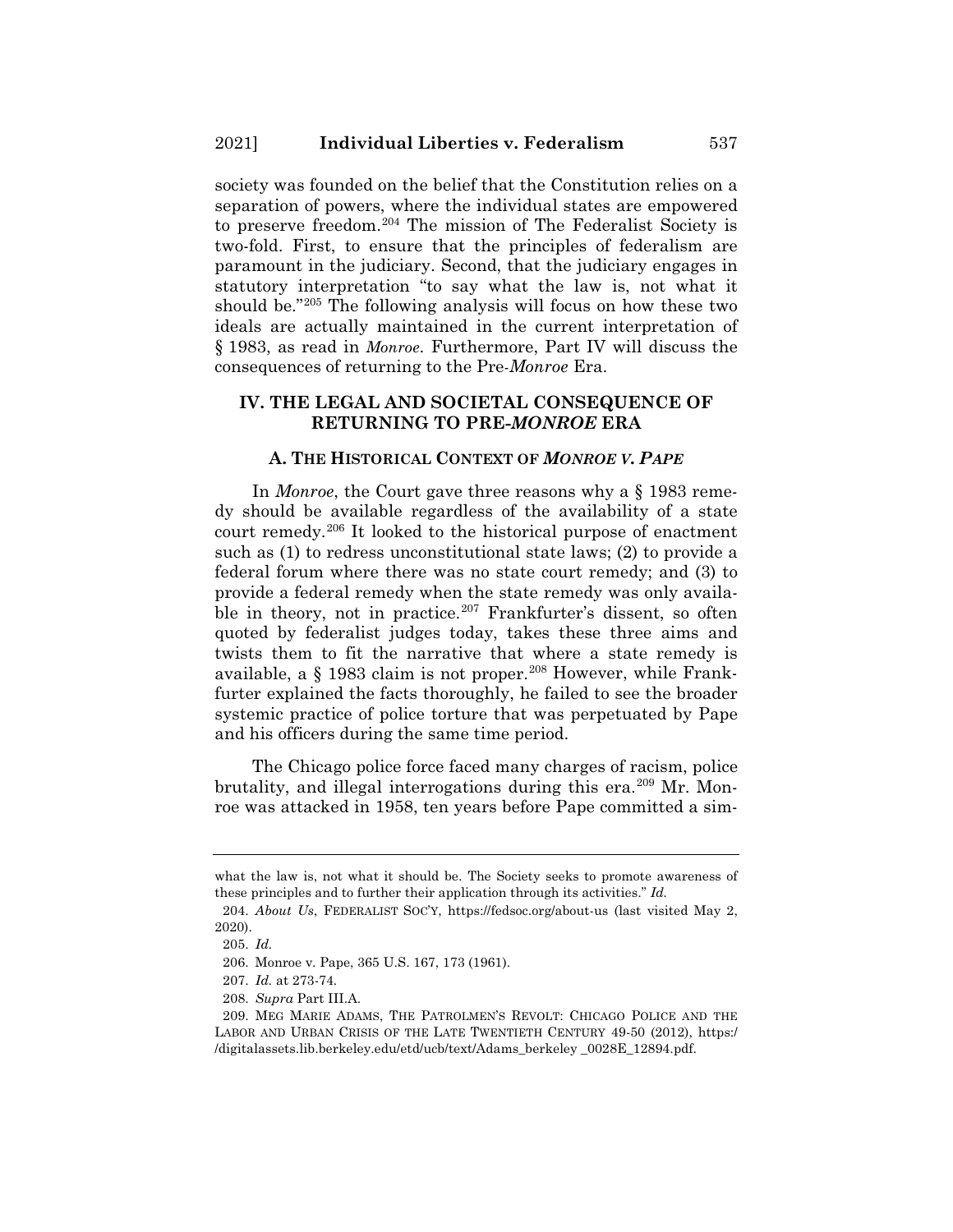society was founded on the belief that the Constitution relies on a separation of powers, where the individual states are empowered to preserve freedom.[204] The mission of The Federalist Society is two-fold. First, to ensure that the principles of federalism are paramount in the judiciary. Second, that the judiciary engages in statutory interpretation "to say what the law is, not what it should be."[205] The following analysis will focus on how these two ideals are actually maintained in the current interpretation of § 1983, as read in *Monroe*. Furthermore, Part IV will discuss the consequences of returning to the Pre-*Monroe* Era.

## IV. THE LEGAL AND SOCIETAL CONSEQUENCE OF RETURNING TO PRE-*MONROE* ERA

### A. THE HISTORICAL CONTEXT OF *MONROE V. PAPE*

In *Monroe*, the Court gave three reasons why a § 1983 remedy should be available regardless of the availability of a state court remedy.[206] It looked to the historical purpose of enactment such as (1) to redress unconstitutional state laws; (2) to provide a federal forum where there was no state court remedy; and (3) to provide a federal remedy when the state remedy was only available in theory, not in practice.[207] Frankfurter's dissent, so often quoted by federalist judges today, takes these three aims and twists them to fit the narrative that where a state remedy is available, a § 1983 claim is not proper.[208] However, while Frankfurter explained the facts thoroughly, he failed to see the broader systemic practice of police torture that was perpetuated by Pape and his officers during the same time period.

The Chicago police force faced many charges of racism, police brutality, and illegal interrogations during this era.[209] Mr. Monroe was attacked in 1958, ten years before Pape committed a sim-

---

what the law is, not what it should be. The Society seeks to promote awareness of these principles and to further their application through its activities." *Id.*

204. *About Us*, FEDERALIST SOC'Y, https://fedsoc.org/about-us (last visited May 2, 2020).

205. *Id.*

206. Monroe v. Pape, 365 U.S. 167, 173 (1961).

207. *Id.* at 273-74.

208. *Supra* Part III.A.

209. MEG MARIE ADAMS, THE PATROLMEN'S REVOLT: CHICAGO POLICE AND THE LABOR AND URBAN CRISIS OF THE LATE TWENTIETH CENTURY 49-50 (2012), https://digitalassets.lib.berkeley.edu/etd/ucb/text/Adams_berkeley _0028E_12894.pdf.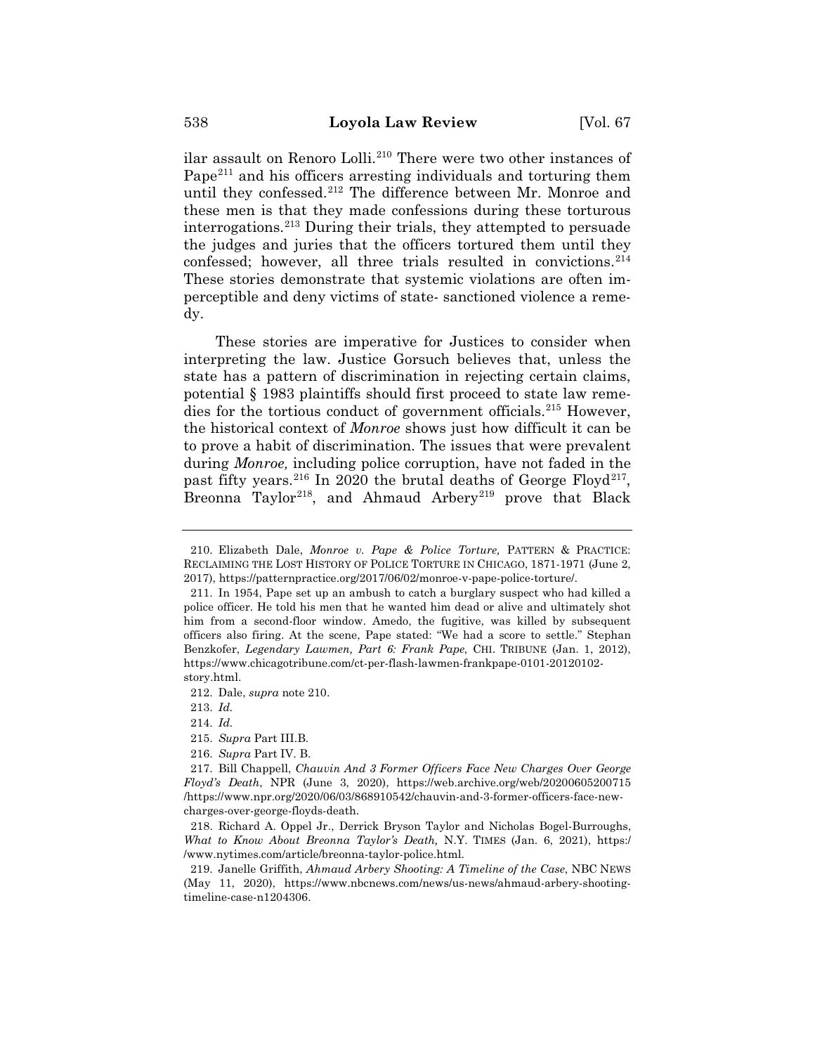ilar assault on Renoro Lolli.[210] There were two other instances of Pape[211] and his officers arresting individuals and torturing them until they confessed.[212] The difference between Mr. Monroe and these men is that they made confessions during these torturous interrogations.[213] During their trials, they attempted to persuade the judges and juries that the officers tortured them until they confessed; however, all three trials resulted in convictions.[214] These stories demonstrate that systemic violations are often imperceptible and deny victims of state- sanctioned violence a remedy.

These stories are imperative for Justices to consider when interpreting the law. Justice Gorsuch believes that, unless the state has a pattern of discrimination in rejecting certain claims, potential § 1983 plaintiffs should first proceed to state law remedies for the tortious conduct of government officials.[215] However, the historical context of *Monroe* shows just how difficult it can be to prove a habit of discrimination. The issues that were prevalent during *Monroe,* including police corruption, have not faded in the past fifty years.[216] In 2020 the brutal deaths of George Floyd[217], Breonna Taylor[218], and Ahmaud Arbery[219] prove that Black

---

210. Elizabeth Dale, *Monroe v. Pape & Police Torture,* PATTERN & PRACTICE: RECLAIMING THE LOST HISTORY OF POLICE TORTURE IN CHICAGO, 1871-1971 (June 2, 2017), https://patternpractice.org/2017/06/02/monroe-v-pape-police-torture/.

211. In 1954, Pape set up an ambush to catch a burglary suspect who had killed a police officer. He told his men that he wanted him dead or alive and ultimately shot him from a second-floor window. Amedo, the fugitive, was killed by subsequent officers also firing. At the scene, Pape stated: "We had a score to settle." Stephan Benzkofer, *Legendary Lawmen, Part 6: Frank Pape*, CHI. TRIBUNE (Jan. 1, 2012), https://www.chicagotribune.com/ct-per-flash-lawmen-frankpape-0101-20120102-story.html.

212. Dale, *supra* note 210.

213. *Id.*

214. *Id.*

215. *Supra* Part III.B.

216. *Supra* Part IV. B.

217. Bill Chappell, *Chauvin And 3 Former Officers Face New Charges Over George Floyd's Death*, NPR (June 3, 2020), https://web.archive.org/web/20200605200715/https://www.npr.org/2020/06/03/868910542/chauvin-and-3-former-officers-face-new-charges-over-george-floyds-death.

218. Richard A. Oppel Jr., Derrick Bryson Taylor and Nicholas Bogel-Burroughs, *What to Know About Breonna Taylor's Death,* N.Y. TIMES (Jan. 6, 2021), https://www.nytimes.com/article/breonna-taylor-police.html.

219. Janelle Griffith, *Ahmaud Arbery Shooting: A Timeline of the Case*, NBC NEWS (May 11, 2020), https://www.nbcnews.com/news/us-news/ahmaud-arbery-shooting-timeline-case-n1204306.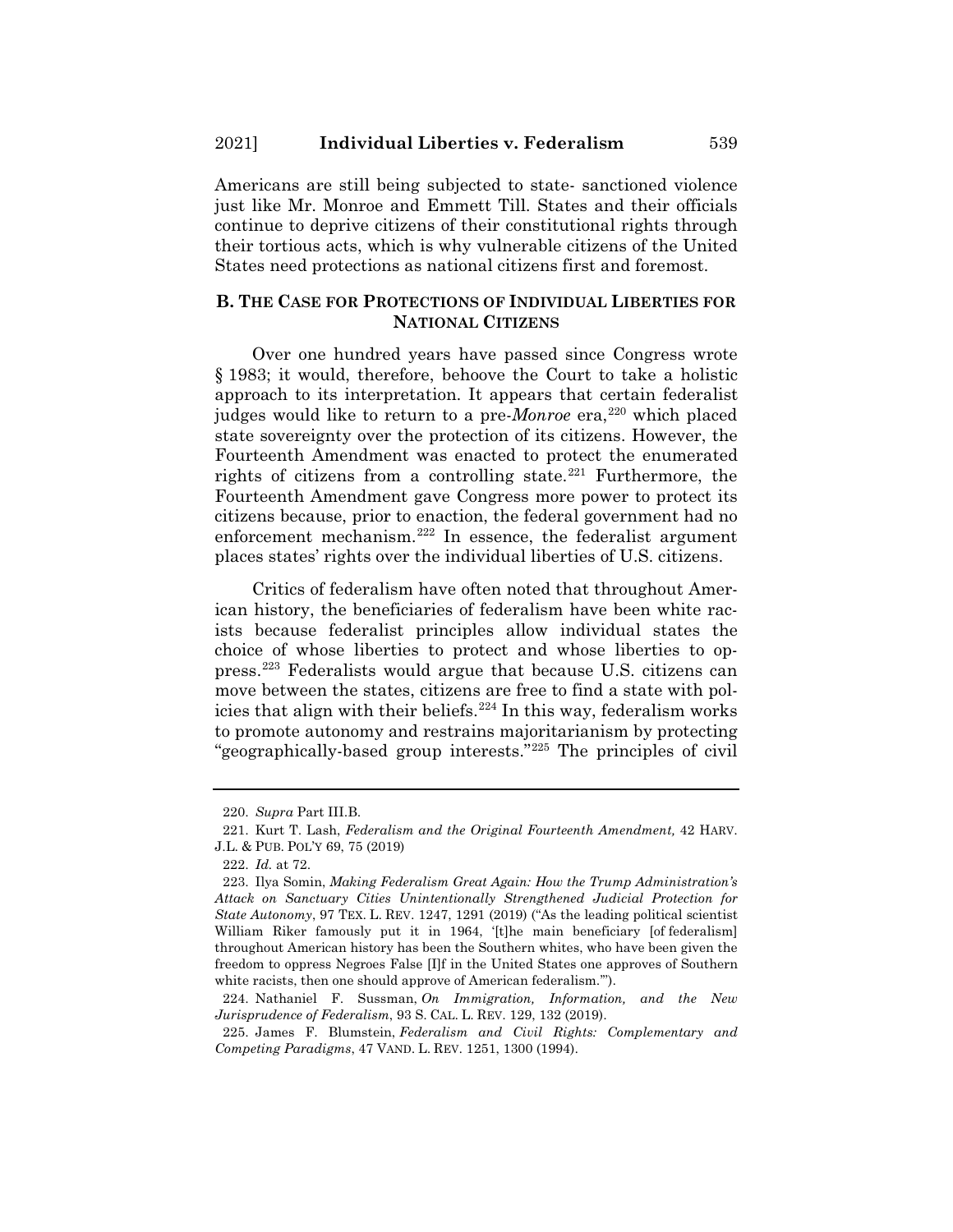Americans are still being subjected to state- sanctioned violence just like Mr. Monroe and Emmett Till. States and their officials continue to deprive citizens of their constitutional rights through their tortious acts, which is why vulnerable citizens of the United States need protections as national citizens first and foremost.

### B. THE CASE FOR PROTECTIONS OF INDIVIDUAL LIBERTIES FOR NATIONAL CITIZENS

Over one hundred years have passed since Congress wrote § 1983; it would, therefore, behoove the Court to take a holistic approach to its interpretation. It appears that certain federalist judges would like to return to a pre-*Monroe* era,[220] which placed state sovereignty over the protection of its citizens. However, the Fourteenth Amendment was enacted to protect the enumerated rights of citizens from a controlling state.[221] Furthermore, the Fourteenth Amendment gave Congress more power to protect its citizens because, prior to enaction, the federal government had no enforcement mechanism.[222] In essence, the federalist argument places states' rights over the individual liberties of U.S. citizens.

Critics of federalism have often noted that throughout American history, the beneficiaries of federalism have been white racists because federalist principles allow individual states the choice of whose liberties to protect and whose liberties to oppress.[223] Federalists would argue that because U.S. citizens can move between the states, citizens are free to find a state with policies that align with their beliefs.[224] In this way, federalism works to promote autonomy and restrains majoritarianism by protecting "geographically-based group interests."[225] The principles of civil

---

220. *Supra* Part III.B.

221. Kurt T. Lash, *Federalism and the Original Fourteenth Amendment,* 42 HARV. J.L. & PUB. POL'Y 69, 75 (2019)

222. *Id.* at 72.

223. Ilya Somin, *Making Federalism Great Again: How the Trump Administration's Attack on Sanctuary Cities Unintentionally Strengthened Judicial Protection for State Autonomy*, 97 TEX. L. REV. 1247, 1291 (2019) ("As the leading political scientist William Riker famously put it in 1964, '[t]he main beneficiary [of federalism] throughout American history has been the Southern whites, who have been given the freedom to oppress Negroes False [I]f in the United States one approves of Southern white racists, then one should approve of American federalism.'").

224. Nathaniel F. Sussman, *On Immigration, Information, and the New Jurisprudence of Federalism*, 93 S. CAL. L. REV. 129, 132 (2019).

225. James F. Blumstein, *Federalism and Civil Rights: Complementary and Competing Paradigms*, 47 VAND. L. REV. 1251, 1300 (1994).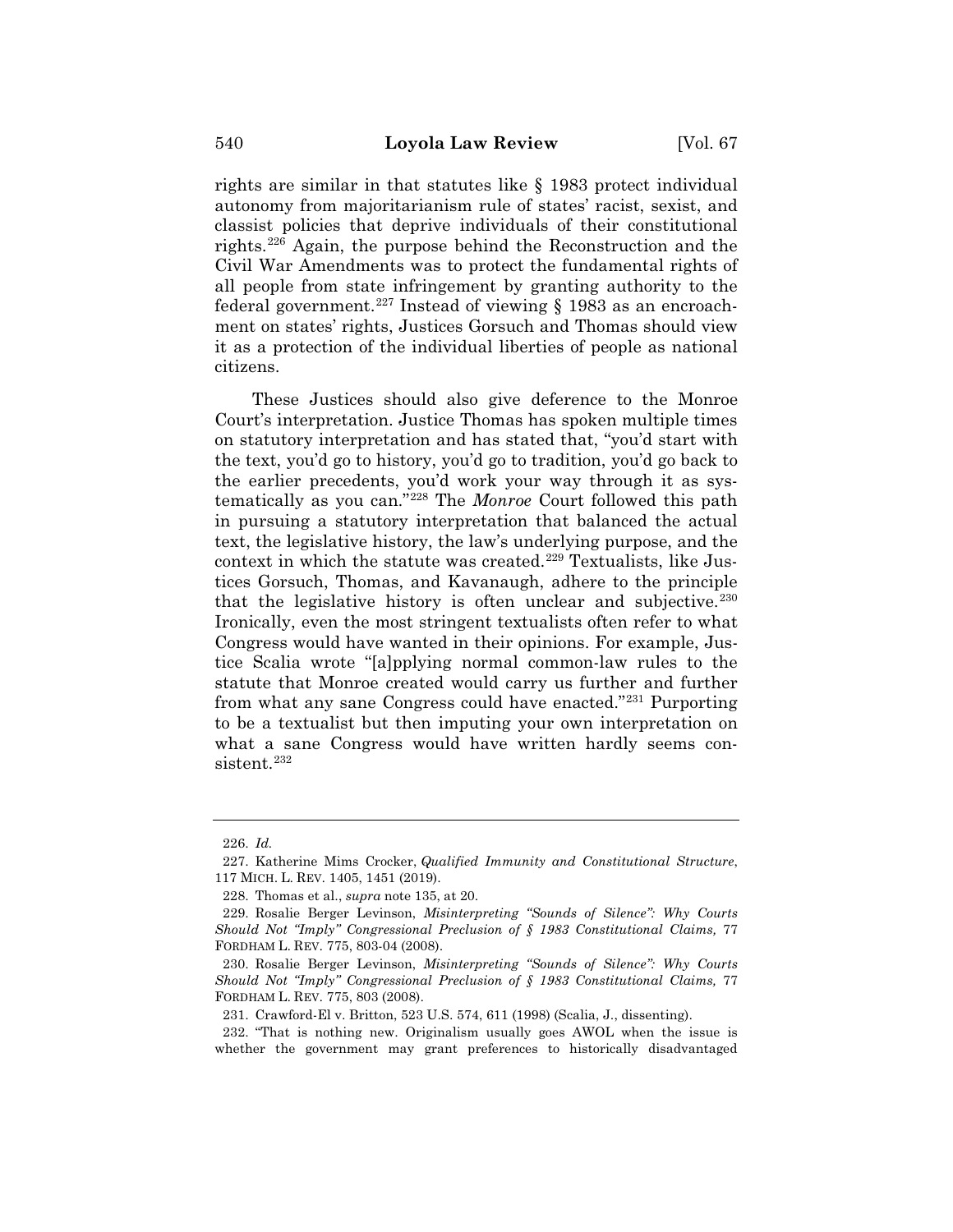rights are similar in that statutes like § 1983 protect individual autonomy from majoritarianism rule of states' racist, sexist, and classist policies that deprive individuals of their constitutional rights.[226] Again, the purpose behind the Reconstruction and the Civil War Amendments was to protect the fundamental rights of all people from state infringement by granting authority to the federal government.[227] Instead of viewing § 1983 as an encroachment on states' rights, Justices Gorsuch and Thomas should view it as a protection of the individual liberties of people as national citizens.

These Justices should also give deference to the Monroe Court's interpretation. Justice Thomas has spoken multiple times on statutory interpretation and has stated that, "you'd start with the text, you'd go to history, you'd go to tradition, you'd go back to the earlier precedents, you'd work your way through it as systematically as you can."[228] The *Monroe* Court followed this path in pursuing a statutory interpretation that balanced the actual text, the legislative history, the law's underlying purpose, and the context in which the statute was created.[229] Textualists, like Justices Gorsuch, Thomas, and Kavanaugh, adhere to the principle that the legislative history is often unclear and subjective.[230] Ironically, even the most stringent textualists often refer to what Congress would have wanted in their opinions. For example, Justice Scalia wrote "[a]pplying normal common-law rules to the statute that Monroe created would carry us further and further from what any sane Congress could have enacted."[231] Purporting to be a textualist but then imputing your own interpretation on what a sane Congress would have written hardly seems consistent.[232]

---

226. *Id.*

227. Katherine Mims Crocker, *Qualified Immunity and Constitutional Structure*, 117 MICH. L. REV. 1405, 1451 (2019).

228. Thomas et al., *supra* note 135, at 20.

229. Rosalie Berger Levinson, *Misinterpreting "Sounds of Silence": Why Courts Should Not "Imply" Congressional Preclusion of § 1983 Constitutional Claims,* 77 FORDHAM L. REV. 775, 803-04 (2008).

230. Rosalie Berger Levinson, *Misinterpreting "Sounds of Silence": Why Courts Should Not "Imply" Congressional Preclusion of § 1983 Constitutional Claims,* 77 FORDHAM L. REV. 775, 803 (2008).

231. Crawford-El v. Britton, 523 U.S. 574, 611 (1998) (Scalia, J., dissenting).

232. "That is nothing new. Originalism usually goes AWOL when the issue is whether the government may grant preferences to historically disadvantaged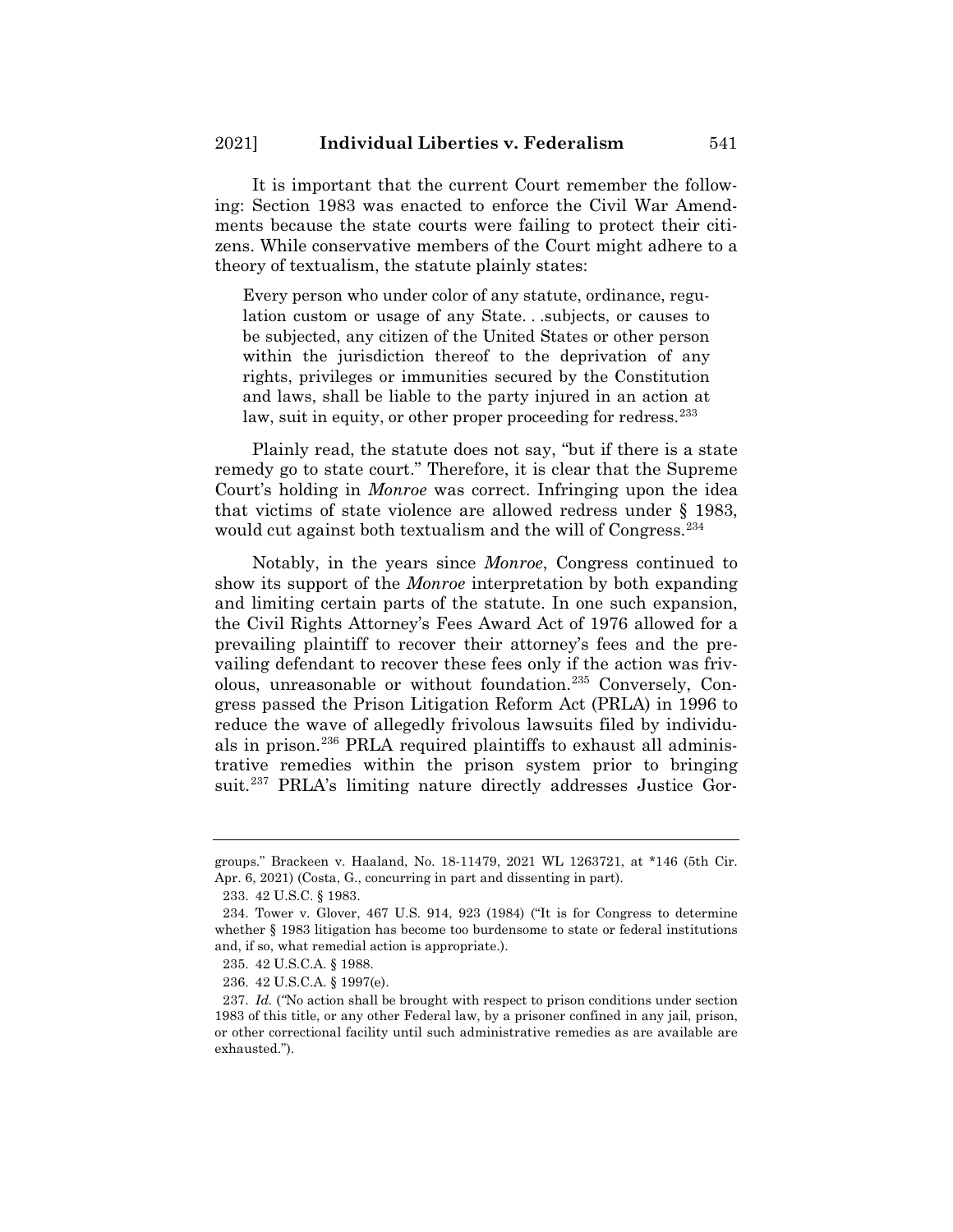It is important that the current Court remember the following: Section 1983 was enacted to enforce the Civil War Amendments because the state courts were failing to protect their citizens. While conservative members of the Court might adhere to a theory of textualism, the statute plainly states:

> Every person who under color of any statute, ordinance, regulation custom or usage of any State. . .subjects, or causes to be subjected, any citizen of the United States or other person within the jurisdiction thereof to the deprivation of any rights, privileges or immunities secured by the Constitution and laws, shall be liable to the party injured in an action at law, suit in equity, or other proper proceeding for redress.[233]

Plainly read, the statute does not say, "but if there is a state remedy go to state court." Therefore, it is clear that the Supreme Court's holding in *Monroe* was correct. Infringing upon the idea that victims of state violence are allowed redress under § 1983, would cut against both textualism and the will of Congress.[234]

Notably, in the years since *Monroe*, Congress continued to show its support of the *Monroe* interpretation by both expanding and limiting certain parts of the statute. In one such expansion, the Civil Rights Attorney's Fees Award Act of 1976 allowed for a prevailing plaintiff to recover their attorney's fees and the prevailing defendant to recover these fees only if the action was frivolous, unreasonable or without foundation.[235] Conversely, Congress passed the Prison Litigation Reform Act (PRLA) in 1996 to reduce the wave of allegedly frivolous lawsuits filed by individuals in prison.[236] PRLA required plaintiffs to exhaust all administrative remedies within the prison system prior to bringing suit.[237] PRLA's limiting nature directly addresses Justice Gor-

---

groups." Brackeen v. Haaland, No. 18-11479, 2021 WL 1263721, at *146 (5th Cir. Apr. 6, 2021) (Costa, G., concurring in part and dissenting in part).

233. 42 U.S.C. § 1983.

234. Tower v. Glover, 467 U.S. 914, 923 (1984) ("It is for Congress to determine whether § 1983 litigation has become too burdensome to state or federal institutions and, if so, what remedial action is appropriate.).

235. 42 U.S.C.A. § 1988.

236. 42 U.S.C.A. § 1997(e).

237. *Id.* ("No action shall be brought with respect to prison conditions under section 1983 of this title, or any other Federal law, by a prisoner confined in any jail, prison, or other correctional facility until such administrative remedies as are available are exhausted.").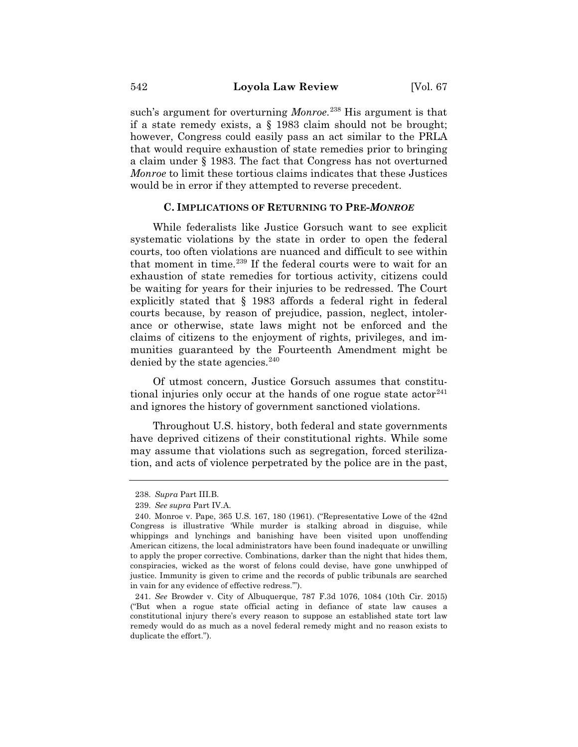such's argument for overturning *Monroe*.[238] His argument is that if a state remedy exists, a § 1983 claim should not be brought; however, Congress could easily pass an act similar to the PRLA that would require exhaustion of state remedies prior to bringing a claim under § 1983. The fact that Congress has not overturned *Monroe* to limit these tortious claims indicates that these Justices would be in error if they attempted to reverse precedent.

### C. IMPLICATIONS OF RETURNING TO PRE-*MONROE*

While federalists like Justice Gorsuch want to see explicit systematic violations by the state in order to open the federal courts, too often violations are nuanced and difficult to see within that moment in time.[239] If the federal courts were to wait for an exhaustion of state remedies for tortious activity, citizens could be waiting for years for their injuries to be redressed. The Court explicitly stated that § 1983 affords a federal right in federal courts because, by reason of prejudice, passion, neglect, intolerance or otherwise, state laws might not be enforced and the claims of citizens to the enjoyment of rights, privileges, and immunities guaranteed by the Fourteenth Amendment might be denied by the state agencies.[240]

Of utmost concern, Justice Gorsuch assumes that constitutional injuries only occur at the hands of one rogue state actor[241] and ignores the history of government sanctioned violations.

Throughout U.S. history, both federal and state governments have deprived citizens of their constitutional rights. While some may assume that violations such as segregation, forced sterilization, and acts of violence perpetrated by the police are in the past,

---

238. *Supra* Part III.B.

239. *See supra* Part IV.A.

240. Monroe v. Pape, 365 U.S. 167, 180 (1961). ("Representative Lowe of the 42nd Congress is illustrative 'While murder is stalking abroad in disguise, while whippings and lynchings and banishing have been visited upon unoffending American citizens, the local administrators have been found inadequate or unwilling to apply the proper corrective. Combinations, darker than the night that hides them, conspiracies, wicked as the worst of felons could devise, have gone unwhipped of justice. Immunity is given to crime and the records of public tribunals are searched in vain for any evidence of effective redress.'").

241. *See* Browder v. City of Albuquerque, 787 F.3d 1076, 1084 (10th Cir. 2015) ("But when a rogue state official acting in defiance of state law causes a constitutional injury there's every reason to suppose an established state tort law remedy would do as much as a novel federal remedy might and no reason exists to duplicate the effort.").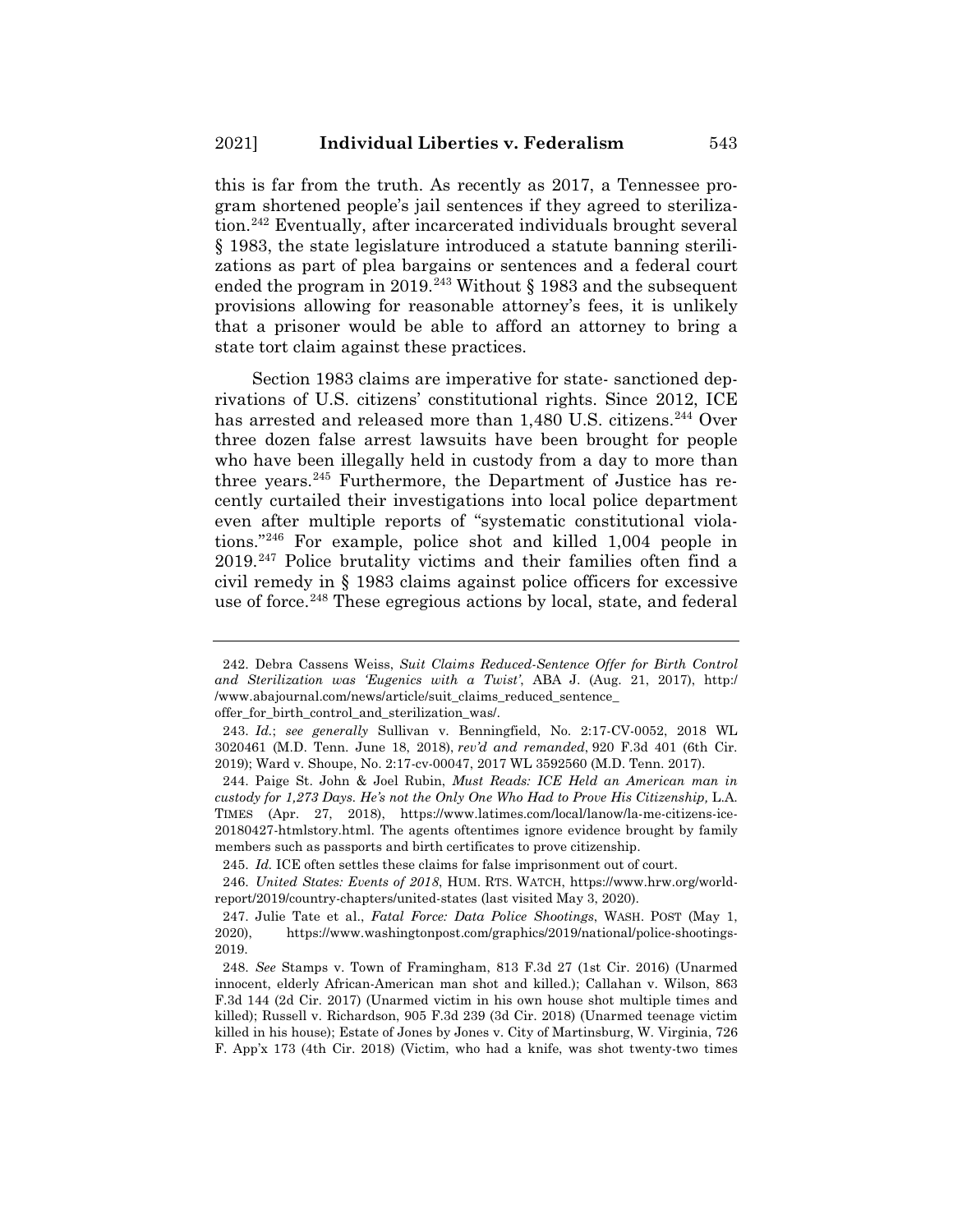this is far from the truth. As recently as 2017, a Tennessee program shortened people's jail sentences if they agreed to sterilization.[242] Eventually, after incarcerated individuals brought several § 1983, the state legislature introduced a statute banning sterilizations as part of plea bargains or sentences and a federal court ended the program in 2019.[243] Without § 1983 and the subsequent provisions allowing for reasonable attorney's fees, it is unlikely that a prisoner would be able to afford an attorney to bring a state tort claim against these practices.

Section 1983 claims are imperative for state- sanctioned deprivations of U.S. citizens' constitutional rights. Since 2012, ICE has arrested and released more than 1,480 U.S. citizens.[244] Over three dozen false arrest lawsuits have been brought for people who have been illegally held in custody from a day to more than three years.[245] Furthermore, the Department of Justice has recently curtailed their investigations into local police department even after multiple reports of "systematic constitutional violations."[246] For example, police shot and killed 1,004 people in 2019.[247] Police brutality victims and their families often find a civil remedy in § 1983 claims against police officers for excessive use of force.[248] These egregious actions by local, state, and federal

---

242. Debra Cassens Weiss, *Suit Claims Reduced-Sentence Offer for Birth Control and Sterilization was 'Eugenics with a Twist'*, ABA J. (Aug. 21, 2017), http://www.abajournal.com/news/article/suit_claims_reduced_sentence_offer_for_birth_control_and_sterilization_was/.

243. *Id.*; *see generally* Sullivan v. Benningfield, No. 2:17-CV-0052, 2018 WL 3020461 (M.D. Tenn. June 18, 2018), *rev'd and remanded*, 920 F.3d 401 (6th Cir. 2019); Ward v. Shoupe, No. 2:17-cv-00047, 2017 WL 3592560 (M.D. Tenn. 2017).

244. Paige St. John & Joel Rubin, *Must Reads: ICE Held an American man in custody for 1,273 Days. He's not the Only One Who Had to Prove His Citizenship,* L.A. TIMES (Apr. 27, 2018), https://www.latimes.com/local/lanow/la-me-citizens-ice-20180427-htmlstory.html. The agents oftentimes ignore evidence brought by family members such as passports and birth certificates to prove citizenship.

245. *Id.* ICE often settles these claims for false imprisonment out of court.

246. *United States: Events of 2018*, HUM. RTS. WATCH, https://www.hrw.org/world-report/2019/country-chapters/united-states (last visited May 3, 2020).

247. Julie Tate et al., *Fatal Force: Data Police Shootings*, WASH. POST (May 1, 2020), https://www.washingtonpost.com/graphics/2019/national/police-shootings-2019.

248. *See* Stamps v. Town of Framingham, 813 F.3d 27 (1st Cir. 2016) (Unarmed innocent, elderly African-American man shot and killed.); Callahan v. Wilson, 863 F.3d 144 (2d Cir. 2017) (Unarmed victim in his own house shot multiple times and killed); Russell v. Richardson, 905 F.3d 239 (3d Cir. 2018) (Unarmed teenage victim killed in his house); Estate of Jones by Jones v. City of Martinsburg, W. Virginia, 726 F. App'x 173 (4th Cir. 2018) (Victim, who had a knife, was shot twenty-two times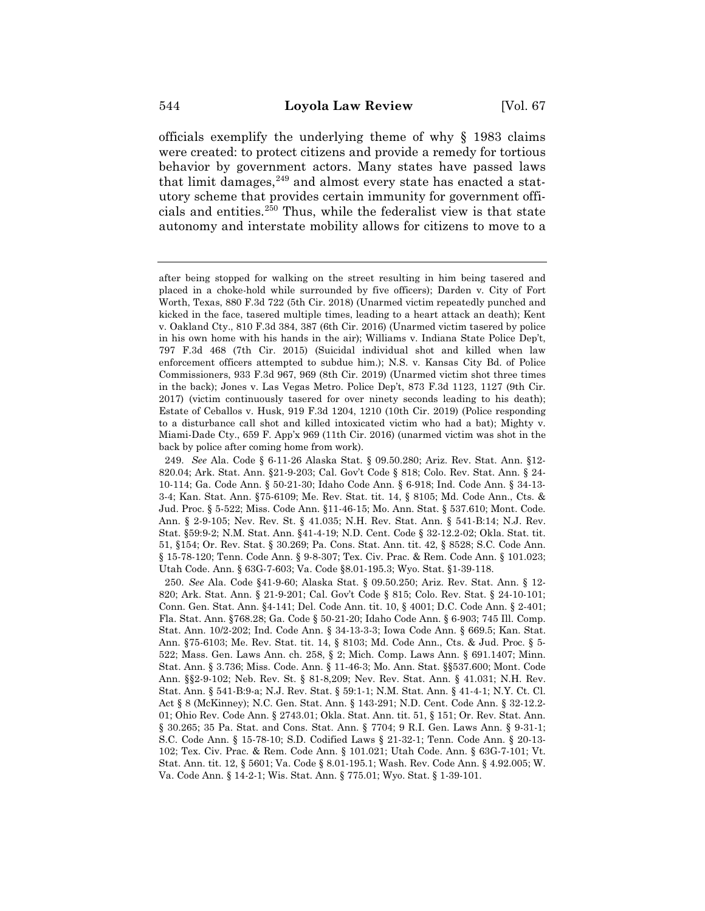officials exemplify the underlying theme of why § 1983 claims were created: to protect citizens and provide a remedy for tortious behavior by government actors. Many states have passed laws that limit damages,[249] and almost every state has enacted a statutory scheme that provides certain immunity for government officials and entities.[250] Thus, while the federalist view is that state autonomy and interstate mobility allows for citizens to move to a

---

after being stopped for walking on the street resulting in him being tasered and placed in a choke-hold while surrounded by five officers); Darden v. City of Fort Worth, Texas, 880 F.3d 722 (5th Cir. 2018) (Unarmed victim repeatedly punched and kicked in the face, tasered multiple times, leading to a heart attack an death); Kent v. Oakland Cty., 810 F.3d 384, 387 (6th Cir. 2016) (Unarmed victim tasered by police in his own home with his hands in the air); Williams v. Indiana State Police Dep't, 797 F.3d 468 (7th Cir. 2015) (Suicidal individual shot and killed when law enforcement officers attempted to subdue him.); N.S. v. Kansas City Bd. of Police Commissioners, 933 F.3d 967, 969 (8th Cir. 2019) (Unarmed victim shot three times in the back); Jones v. Las Vegas Metro. Police Dep't, 873 F.3d 1123, 1127 (9th Cir. 2017) (victim continuously tasered for over ninety seconds leading to his death); Estate of Ceballos v. Husk, 919 F.3d 1204, 1210 (10th Cir. 2019) (Police responding to a disturbance call shot and killed intoxicated victim who had a bat); Mighty v. Miami-Dade Cty., 659 F. App'x 969 (11th Cir. 2016) (unarmed victim was shot in the back by police after coming home from work).

249. *See* Ala. Code § 6-11-26 Alaska Stat. § 09.50.280; Ariz. Rev. Stat. Ann. §12-820.04; Ark. Stat. Ann. §21-9-203; Cal. Gov't Code § 818; Colo. Rev. Stat. Ann. § 24-10-114; Ga. Code Ann. § 50-21-30; Idaho Code Ann. § 6-918; Ind. Code Ann. § 34-13-3-4; Kan. Stat. Ann. §75-6109; Me. Rev. Stat. tit. 14, § 8105; Md. Code Ann., Cts. & Jud. Proc. § 5-522; Miss. Code Ann. §11-46-15; Mo. Ann. Stat. § 537.610; Mont. Code. Ann. § 2-9-105; Nev. Rev. St. § 41.035; N.H. Rev. Stat. Ann. § 541-B:14; N.J. Rev. Stat. §59:9-2; N.M. Stat. Ann. §41-4-19; N.D. Cent. Code § 32-12.2-02; Okla. Stat. tit. 51, §154; Or. Rev. Stat. § 30.269; Pa. Cons. Stat. Ann. tit. 42, § 8528; S.C. Code Ann. § 15-78-120; Tenn. Code Ann. § 9-8-307; Tex. Civ. Prac. & Rem. Code Ann. § 101.023; Utah Code. Ann. § 63G-7-603; Va. Code §8.01-195.3; Wyo. Stat. §1-39-118.

250. *See* Ala. Code §41-9-60; Alaska Stat. § 09.50.250; Ariz. Rev. Stat. Ann. § 12-820; Ark. Stat. Ann. § 21-9-201; Cal. Gov't Code § 815; Colo. Rev. Stat. § 24-10-101; Conn. Gen. Stat. Ann. §4-141; Del. Code Ann. tit. 10, § 4001; D.C. Code Ann. § 2-401; Fla. Stat. Ann. §768.28; Ga. Code § 50-21-20; Idaho Code Ann. § 6-903; 745 Ill. Comp. Stat. Ann. 10/2-202; Ind. Code Ann. § 34-13-3-3; Iowa Code Ann. § 669.5; Kan. Stat. Ann. §75-6103; Me. Rev. Stat. tit. 14, § 8103; Md. Code Ann., Cts. & Jud. Proc. § 5-522; Mass. Gen. Laws Ann. ch. 258, § 2; Mich. Comp. Laws Ann. § 691.1407; Minn. Stat. Ann. § 3.736; Miss. Code. Ann. § 11-46-3; Mo. Ann. Stat. §§537.600; Mont. Code Ann. §§2-9-102; Neb. Rev. St. § 81-8,209; Nev. Rev. Stat. Ann. § 41.031; N.H. Rev. Stat. Ann. § 541-B:9-a; N.J. Rev. Stat. § 59:1-1; N.M. Stat. Ann. § 41-4-1; N.Y. Ct. Cl. Act § 8 (McKinney); N.C. Gen. Stat. Ann. § 143-291; N.D. Cent. Code Ann. § 32-12.2-01; Ohio Rev. Code Ann. § 2743.01; Okla. Stat. Ann. tit. 51, § 151; Or. Rev. Stat. Ann. § 30.265; 35 Pa. Stat. and Cons. Stat. Ann. § 7704; 9 R.I. Gen. Laws Ann. § 9-31-1; S.C. Code Ann. § 15-78-10; S.D. Codified Laws § 21-32-1; Tenn. Code Ann. § 20-13-102; Tex. Civ. Prac. & Rem. Code Ann. § 101.021; Utah Code. Ann. § 63G-7-101; Vt. Stat. Ann. tit. 12, § 5601; Va. Code § 8.01-195.1; Wash. Rev. Code Ann. § 4.92.005; W. Va. Code Ann. § 14-2-1; Wis. Stat. Ann. § 775.01; Wyo. Stat. § 1-39-101.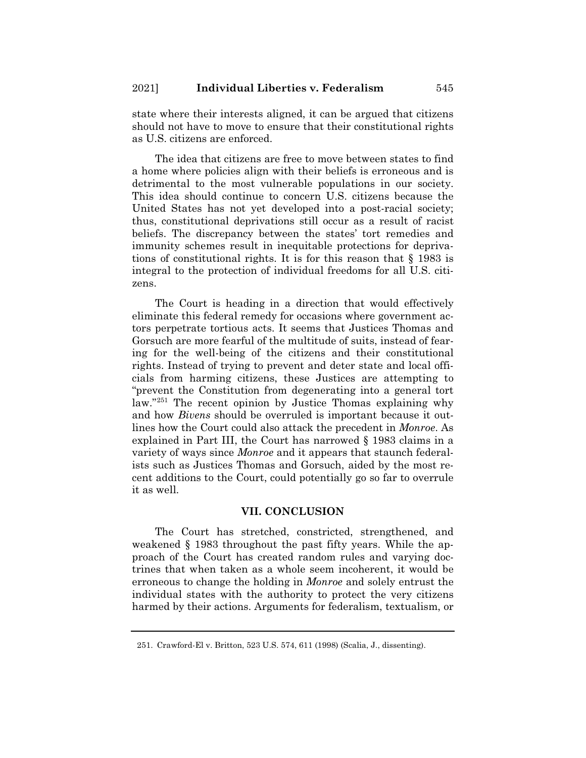state where their interests aligned, it can be argued that citizens should not have to move to ensure that their constitutional rights as U.S. citizens are enforced.

The idea that citizens are free to move between states to find a home where policies align with their beliefs is erroneous and is detrimental to the most vulnerable populations in our society. This idea should continue to concern U.S. citizens because the United States has not yet developed into a post-racial society; thus, constitutional deprivations still occur as a result of racist beliefs. The discrepancy between the states' tort remedies and immunity schemes result in inequitable protections for deprivations of constitutional rights. It is for this reason that § 1983 is integral to the protection of individual freedoms for all U.S. citizens.

The Court is heading in a direction that would effectively eliminate this federal remedy for occasions where government actors perpetrate tortious acts. It seems that Justices Thomas and Gorsuch are more fearful of the multitude of suits, instead of fearing for the well-being of the citizens and their constitutional rights. Instead of trying to prevent and deter state and local officials from harming citizens, these Justices are attempting to "prevent the Constitution from degenerating into a general tort law."[251] The recent opinion by Justice Thomas explaining why and how *Bivens* should be overruled is important because it outlines how the Court could also attack the precedent in *Monroe*. As explained in Part III, the Court has narrowed § 1983 claims in a variety of ways since *Monroe* and it appears that staunch federalists such as Justices Thomas and Gorsuch, aided by the most recent additions to the Court, could potentially go so far to overrule it as well.

## VII. CONCLUSION

The Court has stretched, constricted, strengthened, and weakened § 1983 throughout the past fifty years. While the approach of the Court has created random rules and varying doctrines that when taken as a whole seem incoherent, it would be erroneous to change the holding in *Monroe* and solely entrust the individual states with the authority to protect the very citizens harmed by their actions. Arguments for federalism, textualism, or

---

251. Crawford-El v. Britton, 523 U.S. 574, 611 (1998) (Scalia, J., dissenting).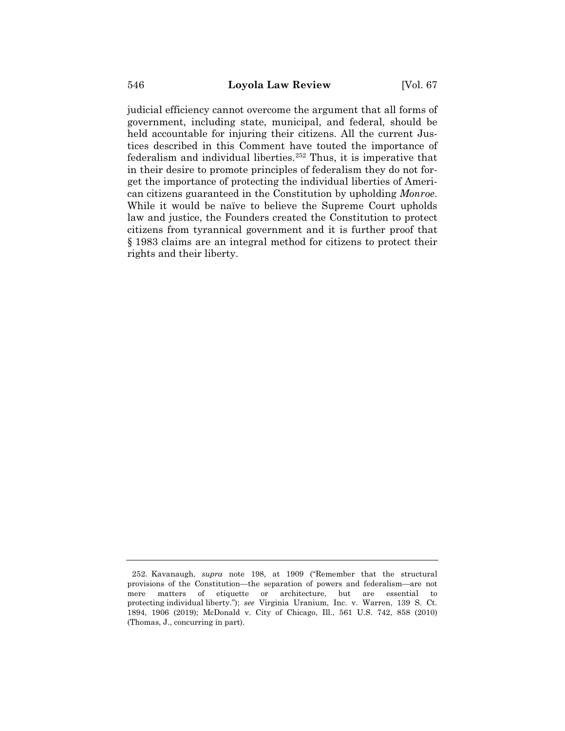judicial efficiency cannot overcome the argument that all forms of government, including state, municipal, and federal, should be held accountable for injuring their citizens. All the current Justices described in this Comment have touted the importance of federalism and individual liberties.[252] Thus, it is imperative that in their desire to promote principles of federalism they do not forget the importance of protecting the individual liberties of American citizens guaranteed in the Constitution by upholding *Monroe*. While it would be naïve to believe the Supreme Court upholds law and justice, the Founders created the Constitution to protect citizens from tyrannical government and it is further proof that § 1983 claims are an integral method for citizens to protect their rights and their liberty.

---

252. Kavanaugh, *supra* note 198, at 1909 ("Remember that the structural provisions of the Constitution—the separation of powers and federalism—are not mere matters of etiquette or architecture, but are essential to protecting individual liberty."); *see* Virginia Uranium, Inc. v. Warren, 139 S. Ct. 1894, 1906 (2019); McDonald v. City of Chicago, Ill., 561 U.S. 742, 858 (2010) (Thomas, J., concurring in part).